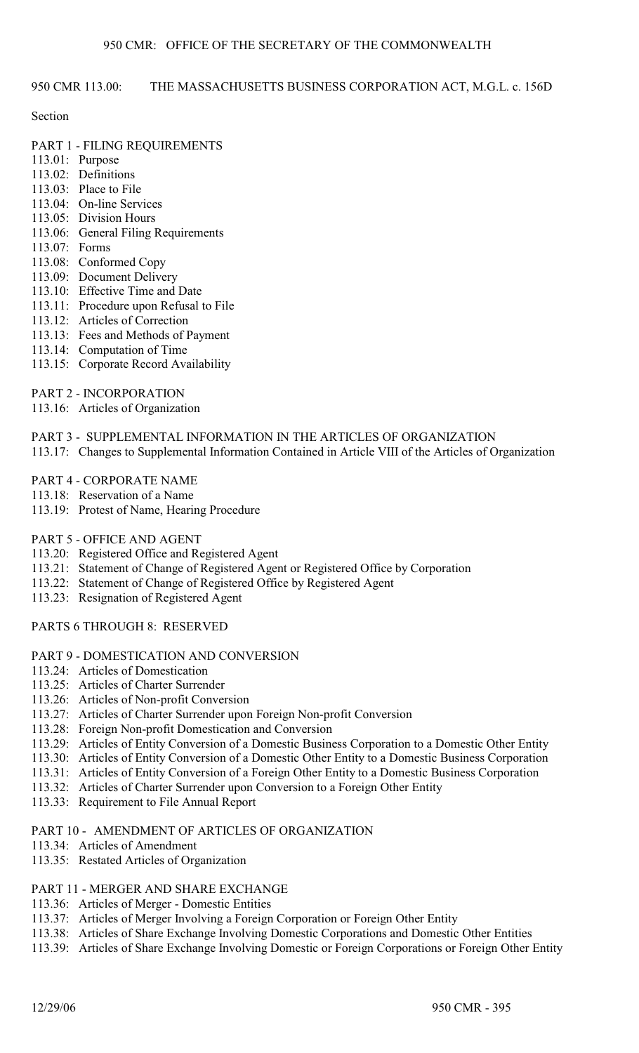# 950 CMR 113.00: THE MASSACHUSETTS BUSINESS CORPORATION ACT, M.G.L. c. 156D

Section

## PART 1 - FILING REQUIREMENTS

113.01: Purpose
113.02: Definitions
113.03: Place to File
113.04: On-line Services
113.05: Division Hours
113.06: General Filing Requirements
113.07: Forms
113.08: Conformed Copy
113.09: Document Delivery
113.10: Effective Time and Date
113.11: Procedure upon Refusal to File
113.12: Articles of Correction
113.13: Fees and Methods of Payment
113.14: Computation of Time
113.15: Corporate Record Availability

## PART 2 - INCORPORATION

113.16: Articles of Organization

## PART 3 - SUPPLEMENTAL INFORMATION IN THE ARTICLES OF ORGANIZATION

113.17: Changes to Supplemental Information Contained in Article VIII of the Articles of Organization

## PART 4 - CORPORATE NAME

113.18: Reservation of a Name
113.19: Protest of Name, Hearing Procedure

## PART 5 - OFFICE AND AGENT

113.20: Registered Office and Registered Agent
113.21: Statement of Change of Registered Agent or Registered Office by Corporation
113.22: Statement of Change of Registered Office by Registered Agent
113.23: Resignation of Registered Agent

## PARTS 6 THROUGH 8: RESERVED

## PART 9 - DOMESTICATION AND CONVERSION

113.24: Articles of Domestication
113.25: Articles of Charter Surrender
113.26: Articles of Non-profit Conversion
113.27: Articles of Charter Surrender upon Foreign Non-profit Conversion
113.28: Foreign Non-profit Domestication and Conversion
113.29: Articles of Entity Conversion of a Domestic Business Corporation to a Domestic Other Entity
113.30: Articles of Entity Conversion of a Domestic Other Entity to a Domestic Business Corporation
113.31: Articles of Entity Conversion of a Foreign Other Entity to a Domestic Business Corporation
113.32: Articles of Charter Surrender upon Conversion to a Foreign Other Entity
113.33: Requirement to File Annual Report

## PART 10 - AMENDMENT OF ARTICLES OF ORGANIZATION

113.34: Articles of Amendment
113.35: Restated Articles of Organization

## PART 11 - MERGER AND SHARE EXCHANGE

113.36: Articles of Merger - Domestic Entities
113.37: Articles of Merger Involving a Foreign Corporation or Foreign Other Entity
113.38: Articles of Share Exchange Involving Domestic Corporations and Domestic Other Entities
113.39: Articles of Share Exchange Involving Domestic or Foreign Corporations or Foreign Other Entity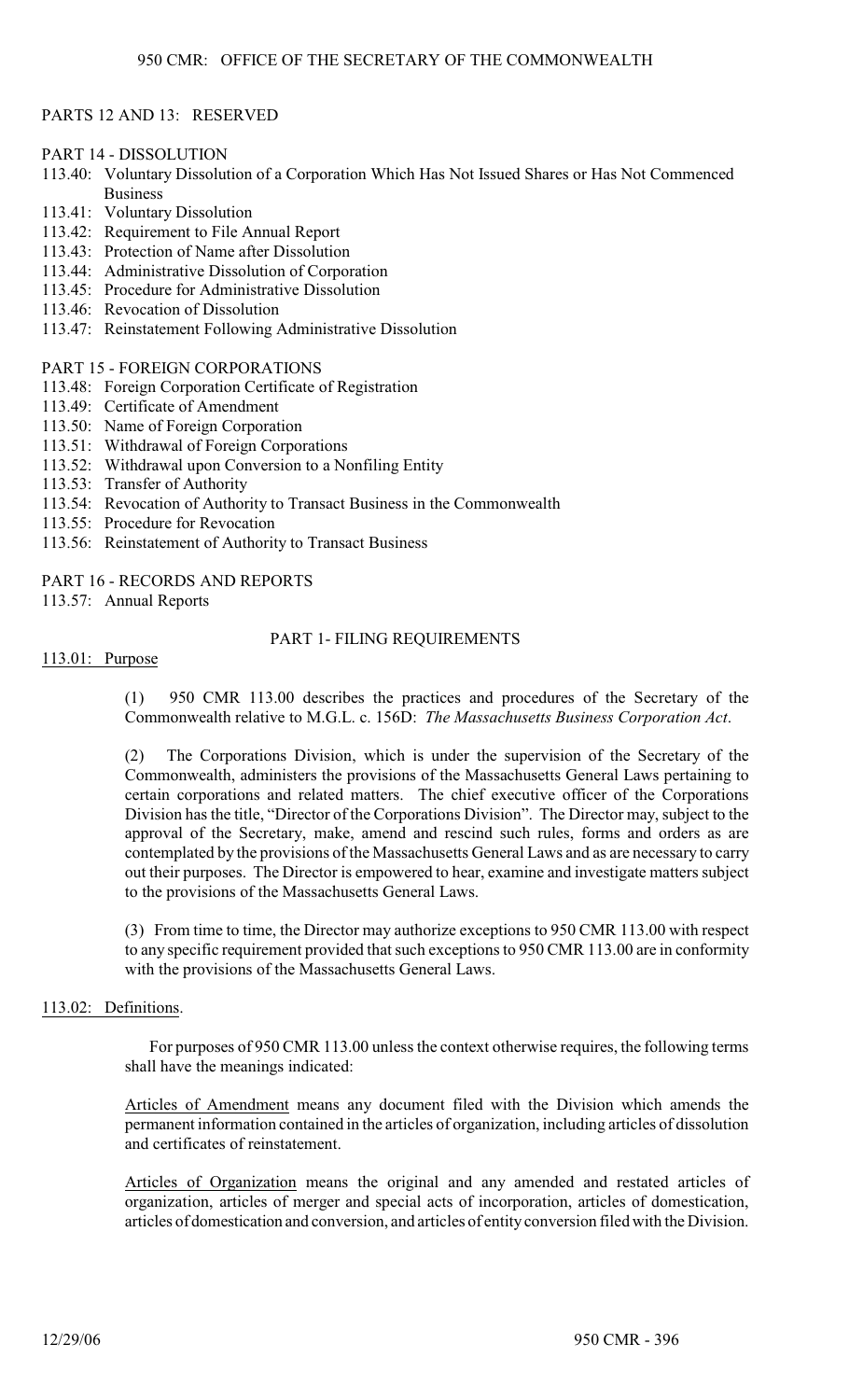PARTS 12 AND 13: RESERVED

PART 14 - DISSOLUTION

- 113.40: Voluntary Dissolution of a Corporation Which Has Not Issued Shares or Has Not Commenced Business
- 113.41: Voluntary Dissolution
- 113.42: Requirement to File Annual Report
- 113.43: Protection of Name after Dissolution
- 113.44: Administrative Dissolution of Corporation
- 113.45: Procedure for Administrative Dissolution
- 113.46: Revocation of Dissolution
- 113.47: Reinstatement Following Administrative Dissolution

PART 15 - FOREIGN CORPORATIONS

- 113.48: Foreign Corporation Certificate of Registration
- 113.49: Certificate of Amendment
- 113.50: Name of Foreign Corporation
- 113.51: Withdrawal of Foreign Corporations
- 113.52: Withdrawal upon Conversion to a Nonfiling Entity
- 113.53: Transfer of Authority
- 113.54: Revocation of Authority to Transact Business in the Commonwealth
- 113.55: Procedure for Revocation
- 113.56: Reinstatement of Authority to Transact Business

PART 16 - RECORDS AND REPORTS

- 113.57: Annual Reports

## PART 1- FILING REQUIREMENTS

### 113.01: Purpose

(1) 950 CMR 113.00 describes the practices and procedures of the Secretary of the Commonwealth relative to M.G.L. c. 156D: *The Massachusetts Business Corporation Act*.

(2) The Corporations Division, which is under the supervision of the Secretary of the Commonwealth, administers the provisions of the Massachusetts General Laws pertaining to certain corporations and related matters. The chief executive officer of the Corporations Division has the title, "Director of the Corporations Division". The Director may, subject to the approval of the Secretary, make, amend and rescind such rules, forms and orders as are contemplated by the provisions of the Massachusetts General Laws and as are necessary to carry out their purposes. The Director is empowered to hear, examine and investigate matters subject to the provisions of the Massachusetts General Laws.

(3) From time to time, the Director may authorize exceptions to 950 CMR 113.00 with respect to any specific requirement provided that such exceptions to 950 CMR 113.00 are in conformity with the provisions of the Massachusetts General Laws.

### 113.02: Definitions.

For purposes of 950 CMR 113.00 unless the context otherwise requires, the following terms shall have the meanings indicated:

Articles of Amendment means any document filed with the Division which amends the permanent information contained in the articles of organization, including articles of dissolution and certificates of reinstatement.

Articles of Organization means the original and any amended and restated articles of organization, articles of merger and special acts of incorporation, articles of domestication, articles of domestication and conversion, and articles of entity conversion filed with the Division.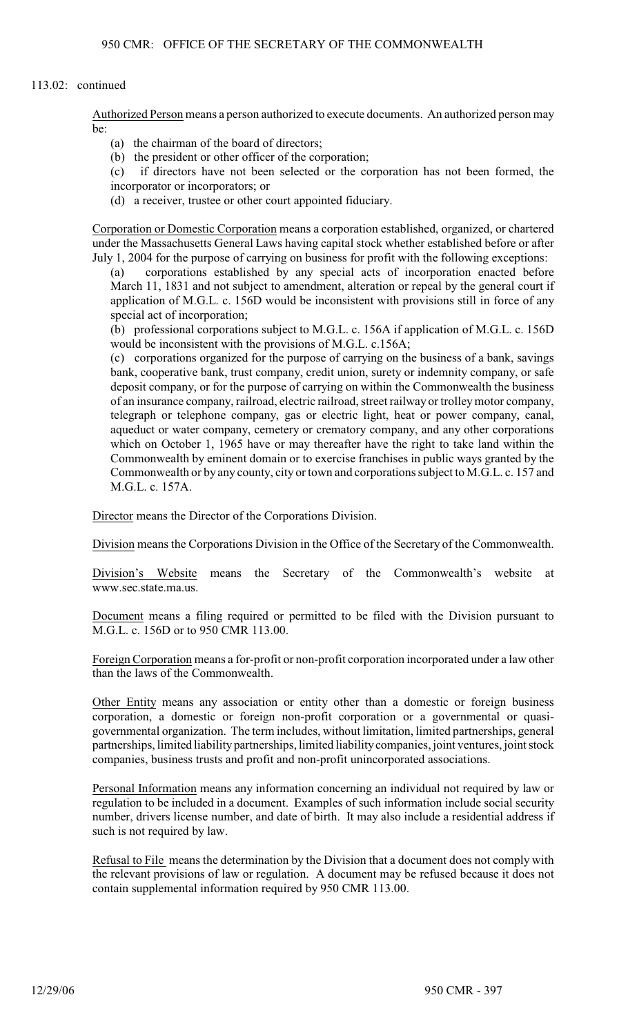113.02: continued

Authorized Person means a person authorized to execute documents. An authorized person may be:

(a) the chairman of the board of directors;

(b) the president or other officer of the corporation;

(c) if directors have not been selected or the corporation has not been formed, the incorporator or incorporators; or

(d) a receiver, trustee or other court appointed fiduciary.

Corporation or Domestic Corporation means a corporation established, organized, or chartered under the Massachusetts General Laws having capital stock whether established before or after July 1, 2004 for the purpose of carrying on business for profit with the following exceptions:

(a) corporations established by any special acts of incorporation enacted before March 11, 1831 and not subject to amendment, alteration or repeal by the general court if application of M.G.L. c. 156D would be inconsistent with provisions still in force of any special act of incorporation;

(b) professional corporations subject to M.G.L. c. 156A if application of M.G.L. c. 156D would be inconsistent with the provisions of M.G.L. c.156A;

(c) corporations organized for the purpose of carrying on the business of a bank, savings bank, cooperative bank, trust company, credit union, surety or indemnity company, or safe deposit company, or for the purpose of carrying on within the Commonwealth the business of an insurance company, railroad, electric railroad, street railway or trolley motor company, telegraph or telephone company, gas or electric light, heat or power company, canal, aqueduct or water company, cemetery or crematory company, and any other corporations which on October 1, 1965 have or may thereafter have the right to take land within the Commonwealth by eminent domain or to exercise franchises in public ways granted by the Commonwealth or by any county, city or town and corporations subject to M.G.L. c. 157 and M.G.L. c. 157A.

Director means the Director of the Corporations Division.

Division means the Corporations Division in the Office of the Secretary of the Commonwealth.

Division's Website means the Secretary of the Commonwealth's website at www.sec.state.ma.us.

Document means a filing required or permitted to be filed with the Division pursuant to M.G.L. c. 156D or to 950 CMR 113.00.

Foreign Corporation means a for-profit or non-profit corporation incorporated under a law other than the laws of the Commonwealth.

Other Entity means any association or entity other than a domestic or foreign business corporation, a domestic or foreign non-profit corporation or a governmental or quasi-governmental organization. The term includes, without limitation, limited partnerships, general partnerships, limited liability partnerships, limited liability companies, joint ventures, joint stock companies, business trusts and profit and non-profit unincorporated associations.

Personal Information means any information concerning an individual not required by law or regulation to be included in a document. Examples of such information include social security number, drivers license number, and date of birth. It may also include a residential address if such is not required by law.

Refusal to File means the determination by the Division that a document does not comply with the relevant provisions of law or regulation. A document may be refused because it does not contain supplemental information required by 950 CMR 113.00.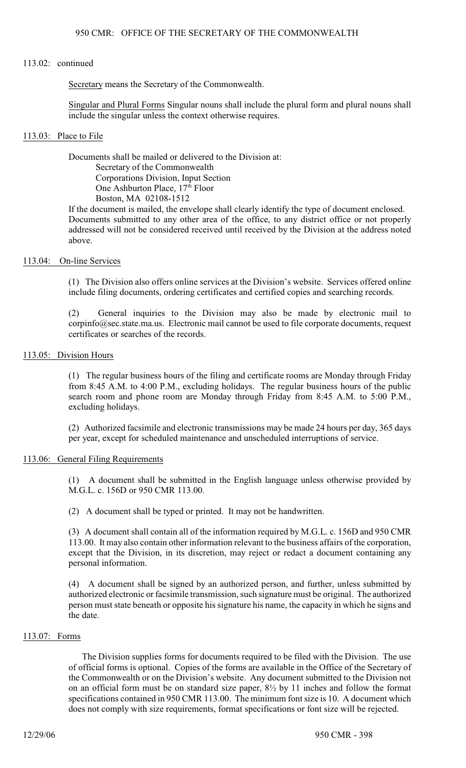113.02: continued

Secretary means the Secretary of the Commonwealth.

Singular and Plural Forms Singular nouns shall include the plural form and plural nouns shall include the singular unless the context otherwise requires.

## 113.03: Place to File

Documents shall be mailed or delivered to the Division at:

Secretary of the Commonwealth
Corporations Division, Input Section
One Ashburton Place, 17th Floor
Boston, MA 02108-1512

If the document is mailed, the envelope shall clearly identify the type of document enclosed. Documents submitted to any other area of the office, to any district office or not properly addressed will not be considered received until received by the Division at the address noted above.

## 113.04: On-line Services

(1) The Division also offers online services at the Division's website. Services offered online include filing documents, ordering certificates and certified copies and searching records.

(2) General inquiries to the Division may also be made by electronic mail to corpinfo@sec.state.ma.us. Electronic mail cannot be used to file corporate documents, request certificates or searches of the records.

## 113.05: Division Hours

(1) The regular business hours of the filing and certificate rooms are Monday through Friday from 8:45 A.M. to 4:00 P.M., excluding holidays. The regular business hours of the public search room and phone room are Monday through Friday from 8:45 A.M. to 5:00 P.M., excluding holidays.

(2) Authorized facsimile and electronic transmissions may be made 24 hours per day, 365 days per year, except for scheduled maintenance and unscheduled interruptions of service.

## 113.06: General Filing Requirements

(1) A document shall be submitted in the English language unless otherwise provided by M.G.L. c. 156D or 950 CMR 113.00.

(2) A document shall be typed or printed. It may not be handwritten.

(3) A document shall contain all of the information required by M.G.L. c. 156D and 950 CMR 113.00. It may also contain other information relevant to the business affairs of the corporation, except that the Division, in its discretion, may reject or redact a document containing any personal information.

(4) A document shall be signed by an authorized person, and further, unless submitted by authorized electronic or facsimile transmission, such signature must be original. The authorized person must state beneath or opposite his signature his name, the capacity in which he signs and the date.

## 113.07: Forms

The Division supplies forms for documents required to be filed with the Division. The use of official forms is optional. Copies of the forms are available in the Office of the Secretary of the Commonwealth or on the Division's website. Any document submitted to the Division not on an official form must be on standard size paper, 8½ by 11 inches and follow the format specifications contained in 950 CMR 113.00. The minimum font size is 10. A document which does not comply with size requirements, format specifications or font size will be rejected.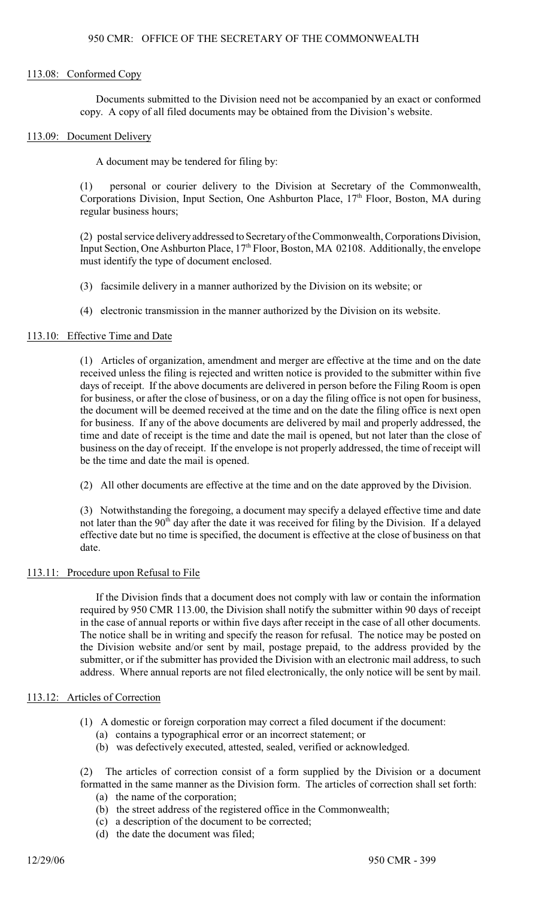#### 113.08: Conformed Copy

Documents submitted to the Division need not be accompanied by an exact or conformed copy. A copy of all filed documents may be obtained from the Division's website.

#### 113.09: Document Delivery

A document may be tendered for filing by:

(1) personal or courier delivery to the Division at Secretary of the Commonwealth, Corporations Division, Input Section, One Ashburton Place, 17th Floor, Boston, MA during regular business hours;

(2) postal service delivery addressed to Secretary of the Commonwealth, Corporations Division, Input Section, One Ashburton Place, 17th Floor, Boston, MA 02108. Additionally, the envelope must identify the type of document enclosed.

(3) facsimile delivery in a manner authorized by the Division on its website; or

(4) electronic transmission in the manner authorized by the Division on its website.

#### 113.10: Effective Time and Date

(1) Articles of organization, amendment and merger are effective at the time and on the date received unless the filing is rejected and written notice is provided to the submitter within five days of receipt. If the above documents are delivered in person before the Filing Room is open for business, or after the close of business, or on a day the filing office is not open for business, the document will be deemed received at the time and on the date the filing office is next open for business. If any of the above documents are delivered by mail and properly addressed, the time and date of receipt is the time and date the mail is opened, but not later than the close of business on the day of receipt. If the envelope is not properly addressed, the time of receipt will be the time and date the mail is opened.

(2) All other documents are effective at the time and on the date approved by the Division.

(3) Notwithstanding the foregoing, a document may specify a delayed effective time and date not later than the 90th day after the date it was received for filing by the Division. If a delayed effective date but no time is specified, the document is effective at the close of business on that date.

#### 113.11: Procedure upon Refusal to File

If the Division finds that a document does not comply with law or contain the information required by 950 CMR 113.00, the Division shall notify the submitter within 90 days of receipt in the case of annual reports or within five days after receipt in the case of all other documents. The notice shall be in writing and specify the reason for refusal. The notice may be posted on the Division website and/or sent by mail, postage prepaid, to the address provided by the submitter, or if the submitter has provided the Division with an electronic mail address, to such address. Where annual reports are not filed electronically, the only notice will be sent by mail.

#### 113.12: Articles of Correction

(1) A domestic or foreign corporation may correct a filed document if the document:
- (a) contains a typographical error or an incorrect statement; or
- (b) was defectively executed, attested, sealed, verified or acknowledged.

(2) The articles of correction consist of a form supplied by the Division or a document formatted in the same manner as the Division form. The articles of correction shall set forth:
- (a) the name of the corporation;
- (b) the street address of the registered office in the Commonwealth;
- (c) a description of the document to be corrected;
- (d) the date the document was filed;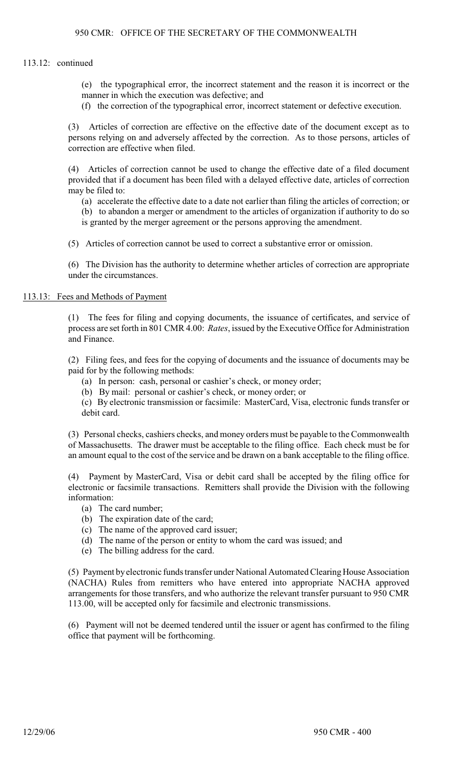113.12: continued

(e) the typographical error, the incorrect statement and the reason it is incorrect or the manner in which the execution was defective; and

(f) the correction of the typographical error, incorrect statement or defective execution.

(3) Articles of correction are effective on the effective date of the document except as to persons relying on and adversely affected by the correction. As to those persons, articles of correction are effective when filed.

(4) Articles of correction cannot be used to change the effective date of a filed document provided that if a document has been filed with a delayed effective date, articles of correction may be filed to:

(a) accelerate the effective date to a date not earlier than filing the articles of correction; or

(b) to abandon a merger or amendment to the articles of organization if authority to do so is granted by the merger agreement or the persons approving the amendment.

(5) Articles of correction cannot be used to correct a substantive error or omission.

(6) The Division has the authority to determine whether articles of correction are appropriate under the circumstances.

## 113.13: Fees and Methods of Payment

(1) The fees for filing and copying documents, the issuance of certificates, and service of process are set forth in 801 CMR 4.00: *Rates*, issued by the Executive Office for Administration and Finance.

(2) Filing fees, and fees for the copying of documents and the issuance of documents may be paid for by the following methods:

(a) In person: cash, personal or cashier's check, or money order;

(b) By mail: personal or cashier's check, or money order; or

(c) By electronic transmission or facsimile: MasterCard, Visa, electronic funds transfer or debit card.

(3) Personal checks, cashiers checks, and money orders must be payable to the Commonwealth of Massachusetts. The drawer must be acceptable to the filing office. Each check must be for an amount equal to the cost of the service and be drawn on a bank acceptable to the filing office.

(4) Payment by MasterCard, Visa or debit card shall be accepted by the filing office for electronic or facsimile transactions. Remitters shall provide the Division with the following information:

(a) The card number;

(b) The expiration date of the card;

(c) The name of the approved card issuer;

(d) The name of the person or entity to whom the card was issued; and

(e) The billing address for the card.

(5) Payment by electronic funds transfer under National Automated Clearing House Association (NACHA) Rules from remitters who have entered into appropriate NACHA approved arrangements for those transfers, and who authorize the relevant transfer pursuant to 950 CMR 113.00, will be accepted only for facsimile and electronic transmissions.

(6) Payment will not be deemed tendered until the issuer or agent has confirmed to the filing office that payment will be forthcoming.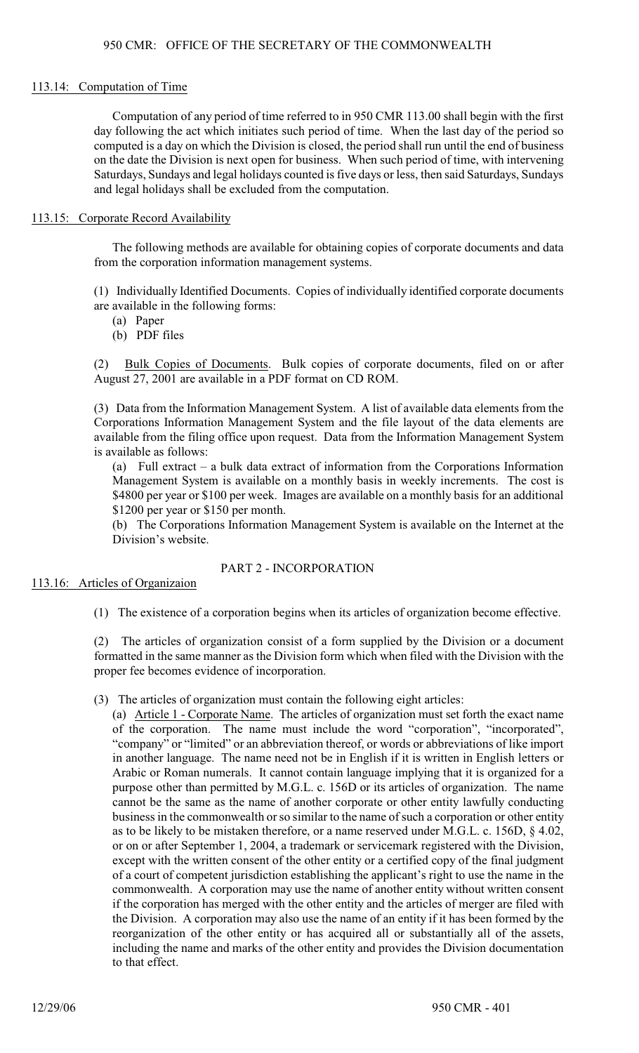### 113.14: Computation of Time

Computation of any period of time referred to in 950 CMR 113.00 shall begin with the first day following the act which initiates such period of time. When the last day of the period so computed is a day on which the Division is closed, the period shall run until the end of business on the date the Division is next open for business. When such period of time, with intervening Saturdays, Sundays and legal holidays counted is five days or less, then said Saturdays, Sundays and legal holidays shall be excluded from the computation.

### 113.15: Corporate Record Availability

The following methods are available for obtaining copies of corporate documents and data from the corporation information management systems.

(1) Individually Identified Documents. Copies of individually identified corporate documents are available in the following forms:

(a) Paper
(b) PDF files

(2) Bulk Copies of Documents. Bulk copies of corporate documents, filed on or after August 27, 2001 are available in a PDF format on CD ROM.

(3) Data from the Information Management System. A list of available data elements from the Corporations Information Management System and the file layout of the data elements are available from the filing office upon request. Data from the Information Management System is available as follows:

(a) Full extract – a bulk data extract of information from the Corporations Information Management System is available on a monthly basis in weekly increments. The cost is $4800 per year or $100 per week. Images are available on a monthly basis for an additional $1200 per year or $150 per month.

(b) The Corporations Information Management System is available on the Internet at the Division's website.

## PART 2 - INCORPORATION

### 113.16: Articles of Organizaion

(1) The existence of a corporation begins when its articles of organization become effective.

(2) The articles of organization consist of a form supplied by the Division or a document formatted in the same manner as the Division form which when filed with the Division with the proper fee becomes evidence of incorporation.

(3) The articles of organization must contain the following eight articles:

(a) Article 1 - Corporate Name. The articles of organization must set forth the exact name of the corporation. The name must include the word "corporation", "incorporated", "company" or "limited" or an abbreviation thereof, or words or abbreviations of like import in another language. The name need not be in English if it is written in English letters or Arabic or Roman numerals. It cannot contain language implying that it is organized for a purpose other than permitted by M.G.L. c. 156D or its articles of organization. The name cannot be the same as the name of another corporate or other entity lawfully conducting business in the commonwealth or so similar to the name of such a corporation or other entity as to be likely to be mistaken therefore, or a name reserved under M.G.L. c. 156D, § 4.02, or on or after September 1, 2004, a trademark or servicemark registered with the Division, except with the written consent of the other entity or a certified copy of the final judgment of a court of competent jurisdiction establishing the applicant's right to use the name in the commonwealth. A corporation may use the name of another entity without written consent if the corporation has merged with the other entity and the articles of merger are filed with the Division. A corporation may also use the name of an entity if it has been formed by the reorganization of the other entity or has acquired all or substantially all of the assets, including the name and marks of the other entity and provides the Division documentation to that effect.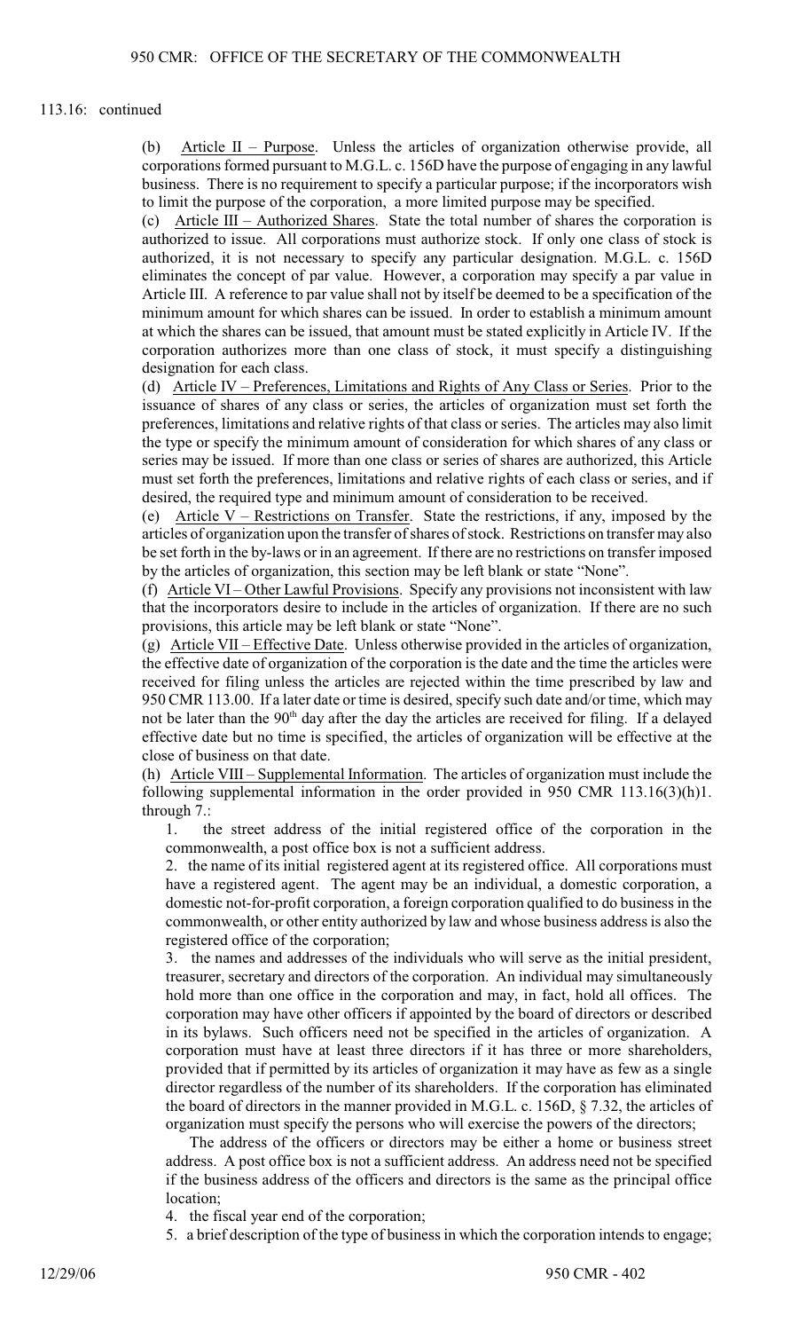113.16: continued

(b) Article II – Purpose. Unless the articles of organization otherwise provide, all corporations formed pursuant to M.G.L. c. 156D have the purpose of engaging in any lawful business. There is no requirement to specify a particular purpose; if the incorporators wish to limit the purpose of the corporation, a more limited purpose may be specified.

(c) Article III – Authorized Shares. State the total number of shares the corporation is authorized to issue. All corporations must authorize stock. If only one class of stock is authorized, it is not necessary to specify any particular designation. M.G.L. c. 156D eliminates the concept of par value. However, a corporation may specify a par value in Article III. A reference to par value shall not by itself be deemed to be a specification of the minimum amount for which shares can be issued. In order to establish a minimum amount at which the shares can be issued, that amount must be stated explicitly in Article IV. If the corporation authorizes more than one class of stock, it must specify a distinguishing designation for each class.

(d) Article IV – Preferences, Limitations and Rights of Any Class or Series. Prior to the issuance of shares of any class or series, the articles of organization must set forth the preferences, limitations and relative rights of that class or series. The articles may also limit the type or specify the minimum amount of consideration for which shares of any class or series may be issued. If more than one class or series of shares are authorized, this Article must set forth the preferences, limitations and relative rights of each class or series, and if desired, the required type and minimum amount of consideration to be received.

(e) Article V – Restrictions on Transfer. State the restrictions, if any, imposed by the articles of organization upon the transfer of shares of stock. Restrictions on transfer may also be set forth in the by-laws or in an agreement. If there are no restrictions on transfer imposed by the articles of organization, this section may be left blank or state "None".

(f) Article VI – Other Lawful Provisions. Specify any provisions not inconsistent with law that the incorporators desire to include in the articles of organization. If there are no such provisions, this article may be left blank or state "None".

(g) Article VII – Effective Date. Unless otherwise provided in the articles of organization, the effective date of organization of the corporation is the date and the time the articles were received for filing unless the articles are rejected within the time prescribed by law and 950 CMR 113.00. If a later date or time is desired, specify such date and/or time, which may not be later than the 90th day after the day the articles are received for filing. If a delayed effective date but no time is specified, the articles of organization will be effective at the close of business on that date.

(h) Article VIII – Supplemental Information. The articles of organization must include the following supplemental information in the order provided in 950 CMR 113.16(3)(h)1. through 7.:

1. the street address of the initial registered office of the corporation in the commonwealth, a post office box is not a sufficient address.

2. the name of its initial registered agent at its registered office. All corporations must have a registered agent. The agent may be an individual, a domestic corporation, a domestic not-for-profit corporation, a foreign corporation qualified to do business in the commonwealth, or other entity authorized by law and whose business address is also the registered office of the corporation;

3. the names and addresses of the individuals who will serve as the initial president, treasurer, secretary and directors of the corporation. An individual may simultaneously hold more than one office in the corporation and may, in fact, hold all offices. The corporation may have other officers if appointed by the board of directors or described in its bylaws. Such officers need not be specified in the articles of organization. A corporation must have at least three directors if it has three or more shareholders, provided that if permitted by its articles of organization it may have as few as a single director regardless of the number of its shareholders. If the corporation has eliminated the board of directors in the manner provided in M.G.L. c. 156D, § 7.32, the articles of organization must specify the persons who will exercise the powers of the directors;

The address of the officers or directors may be either a home or business street address. A post office box is not a sufficient address. An address need not be specified if the business address of the officers and directors is the same as the principal office location;

4. the fiscal year end of the corporation;

5. a brief description of the type of business in which the corporation intends to engage;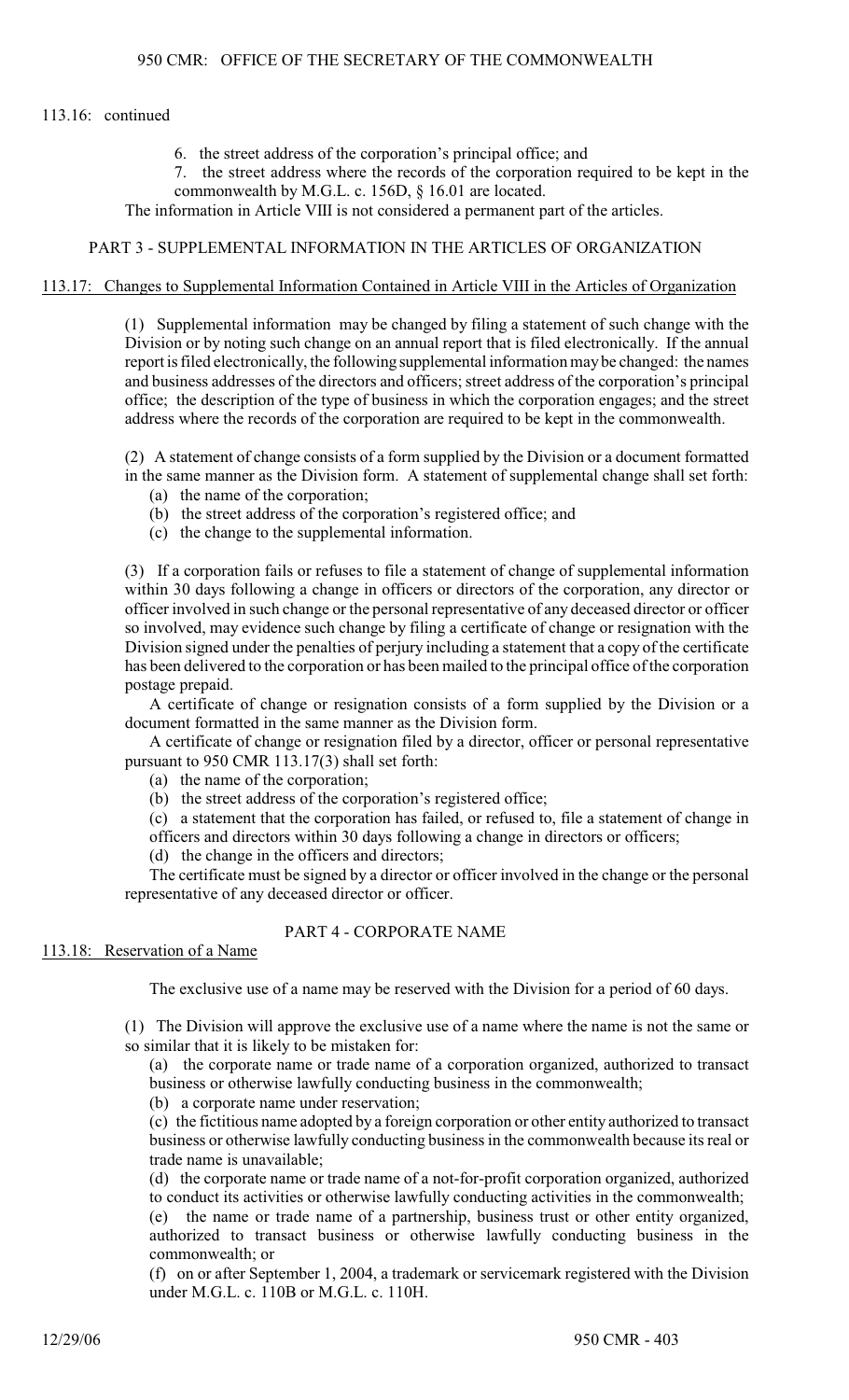113.16: continued

6. the street address of the corporation's principal office; and
7. the street address where the records of the corporation required to be kept in the commonwealth by M.G.L. c. 156D, § 16.01 are located.

The information in Article VIII is not considered a permanent part of the articles.

## PART 3 - SUPPLEMENTAL INFORMATION IN THE ARTICLES OF ORGANIZATION

### 113.17: Changes to Supplemental Information Contained in Article VIII in the Articles of Organization

(1) Supplemental information may be changed by filing a statement of such change with the Division or by noting such change on an annual report that is filed electronically. If the annual report is filed electronically, the following supplemental information may be changed: the names and business addresses of the directors and officers; street address of the corporation's principal office; the description of the type of business in which the corporation engages; and the street address where the records of the corporation are required to be kept in the commonwealth.

(2) A statement of change consists of a form supplied by the Division or a document formatted in the same manner as the Division form. A statement of supplemental change shall set forth:

(a) the name of the corporation;
(b) the street address of the corporation's registered office; and
(c) the change to the supplemental information.

(3) If a corporation fails or refuses to file a statement of change of supplemental information within 30 days following a change in officers or directors of the corporation, any director or officer involved in such change or the personal representative of any deceased director or officer so involved, may evidence such change by filing a certificate of change or resignation with the Division signed under the penalties of perjury including a statement that a copy of the certificate has been delivered to the corporation or has been mailed to the principal office of the corporation postage prepaid.

A certificate of change or resignation consists of a form supplied by the Division or a document formatted in the same manner as the Division form.

A certificate of change or resignation filed by a director, officer or personal representative pursuant to 950 CMR 113.17(3) shall set forth:

(a) the name of the corporation;
(b) the street address of the corporation's registered office;
(c) a statement that the corporation has failed, or refused to, file a statement of change in officers and directors within 30 days following a change in directors or officers;
(d) the change in the officers and directors;

The certificate must be signed by a director or officer involved in the change or the personal representative of any deceased director or officer.

## PART 4 - CORPORATE NAME

### 113.18: Reservation of a Name

The exclusive use of a name may be reserved with the Division for a period of 60 days.

(1) The Division will approve the exclusive use of a name where the name is not the same or so similar that it is likely to be mistaken for:

(a) the corporate name or trade name of a corporation organized, authorized to transact business or otherwise lawfully conducting business in the commonwealth;
(b) a corporate name under reservation;
(c) the fictitious name adopted by a foreign corporation or other entity authorized to transact business or otherwise lawfully conducting business in the commonwealth because its real or trade name is unavailable;
(d) the corporate name or trade name of a not-for-profit corporation organized, authorized to conduct its activities or otherwise lawfully conducting activities in the commonwealth;
(e) the name or trade name of a partnership, business trust or other entity organized, authorized to transact business or otherwise lawfully conducting business in the commonwealth; or
(f) on or after September 1, 2004, a trademark or servicemark registered with the Division under M.G.L. c. 110B or M.G.L. c. 110H.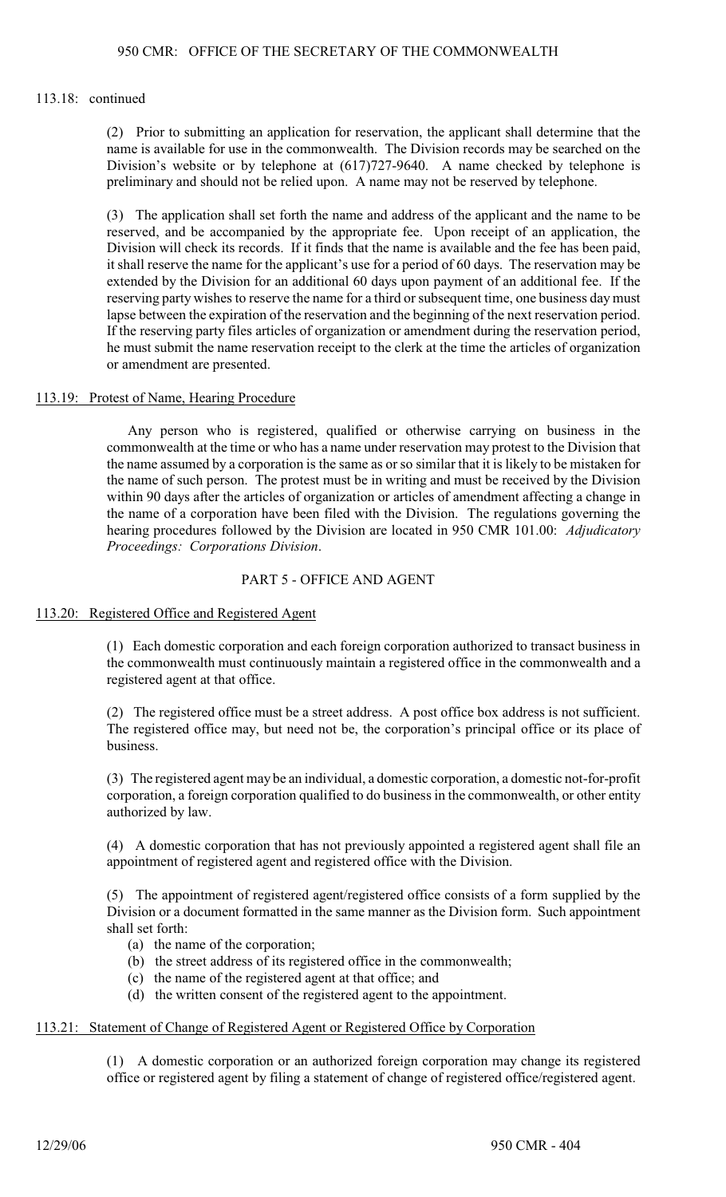113.18: continued

(2) Prior to submitting an application for reservation, the applicant shall determine that the name is available for use in the commonwealth. The Division records may be searched on the Division's website or by telephone at (617)727-9640. A name checked by telephone is preliminary and should not be relied upon. A name may not be reserved by telephone.

(3) The application shall set forth the name and address of the applicant and the name to be reserved, and be accompanied by the appropriate fee. Upon receipt of an application, the Division will check its records. If it finds that the name is available and the fee has been paid, it shall reserve the name for the applicant's use for a period of 60 days. The reservation may be extended by the Division for an additional 60 days upon payment of an additional fee. If the reserving party wishes to reserve the name for a third or subsequent time, one business day must lapse between the expiration of the reservation and the beginning of the next reservation period. If the reserving party files articles of organization or amendment during the reservation period, he must submit the name reservation receipt to the clerk at the time the articles of organization or amendment are presented.

## 113.19: Protest of Name, Hearing Procedure

Any person who is registered, qualified or otherwise carrying on business in the commonwealth at the time or who has a name under reservation may protest to the Division that the name assumed by a corporation is the same as or so similar that it is likely to be mistaken for the name of such person. The protest must be in writing and must be received by the Division within 90 days after the articles of organization or articles of amendment affecting a change in the name of a corporation have been filed with the Division. The regulations governing the hearing procedures followed by the Division are located in 950 CMR 101.00: *Adjudicatory Proceedings: Corporations Division*.

# PART 5 - OFFICE AND AGENT

## 113.20: Registered Office and Registered Agent

(1) Each domestic corporation and each foreign corporation authorized to transact business in the commonwealth must continuously maintain a registered office in the commonwealth and a registered agent at that office.

(2) The registered office must be a street address. A post office box address is not sufficient. The registered office may, but need not be, the corporation's principal office or its place of business.

(3) The registered agent may be an individual, a domestic corporation, a domestic not-for-profit corporation, a foreign corporation qualified to do business in the commonwealth, or other entity authorized by law.

(4) A domestic corporation that has not previously appointed a registered agent shall file an appointment of registered agent and registered office with the Division.

(5) The appointment of registered agent/registered office consists of a form supplied by the Division or a document formatted in the same manner as the Division form. Such appointment shall set forth:

(a) the name of the corporation;
(b) the street address of its registered office in the commonwealth;
(c) the name of the registered agent at that office; and
(d) the written consent of the registered agent to the appointment.

## 113.21: Statement of Change of Registered Agent or Registered Office by Corporation

(1) A domestic corporation or an authorized foreign corporation may change its registered office or registered agent by filing a statement of change of registered office/registered agent.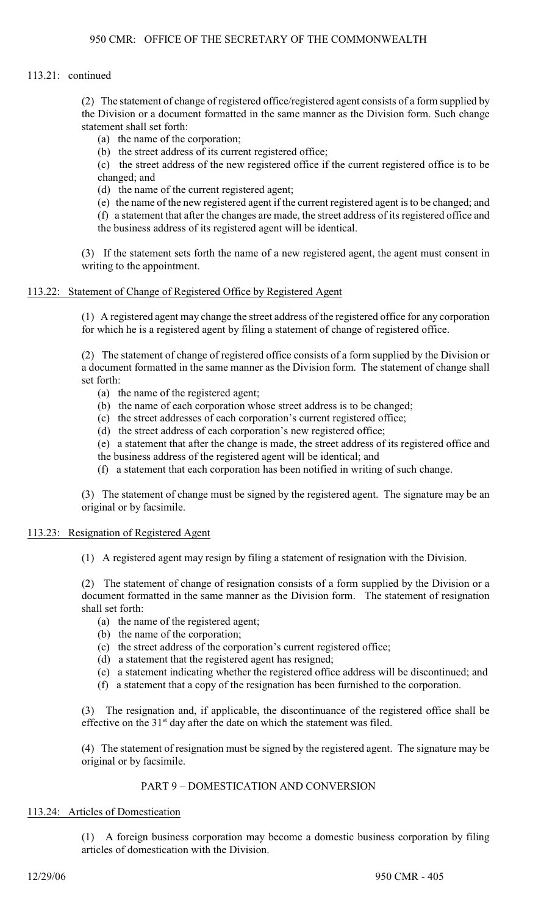113.21: continued

(2) The statement of change of registered office/registered agent consists of a form supplied by the Division or a document formatted in the same manner as the Division form. Such change statement shall set forth:

(a) the name of the corporation;
(b) the street address of its current registered office;
(c) the street address of the new registered office if the current registered office is to be changed; and
(d) the name of the current registered agent;
(e) the name of the new registered agent if the current registered agent is to be changed; and
(f) a statement that after the changes are made, the street address of its registered office and the business address of its registered agent will be identical.

(3) If the statement sets forth the name of a new registered agent, the agent must consent in writing to the appointment.

## 113.22: Statement of Change of Registered Office by Registered Agent

(1) A registered agent may change the street address of the registered office for any corporation for which he is a registered agent by filing a statement of change of registered office.

(2) The statement of change of registered office consists of a form supplied by the Division or a document formatted in the same manner as the Division form. The statement of change shall set forth:

(a) the name of the registered agent;
(b) the name of each corporation whose street address is to be changed;
(c) the street addresses of each corporation's current registered office;
(d) the street address of each corporation's new registered office;
(e) a statement that after the change is made, the street address of its registered office and the business address of the registered agent will be identical; and
(f) a statement that each corporation has been notified in writing of such change.

(3) The statement of change must be signed by the registered agent. The signature may be an original or by facsimile.

## 113.23: Resignation of Registered Agent

(1) A registered agent may resign by filing a statement of resignation with the Division.

(2) The statement of change of resignation consists of a form supplied by the Division or a document formatted in the same manner as the Division form. The statement of resignation shall set forth:

(a) the name of the registered agent;
(b) the name of the corporation;
(c) the street address of the corporation's current registered office;
(d) a statement that the registered agent has resigned;
(e) a statement indicating whether the registered office address will be discontinued; and
(f) a statement that a copy of the resignation has been furnished to the corporation.

(3) The resignation and, if applicable, the discontinuance of the registered office shall be effective on the 31st day after the date on which the statement was filed.

(4) The statement of resignation must be signed by the registered agent. The signature may be original or by facsimile.

## PART 9 – DOMESTICATION AND CONVERSION

## 113.24: Articles of Domestication

(1) A foreign business corporation may become a domestic business corporation by filing articles of domestication with the Division.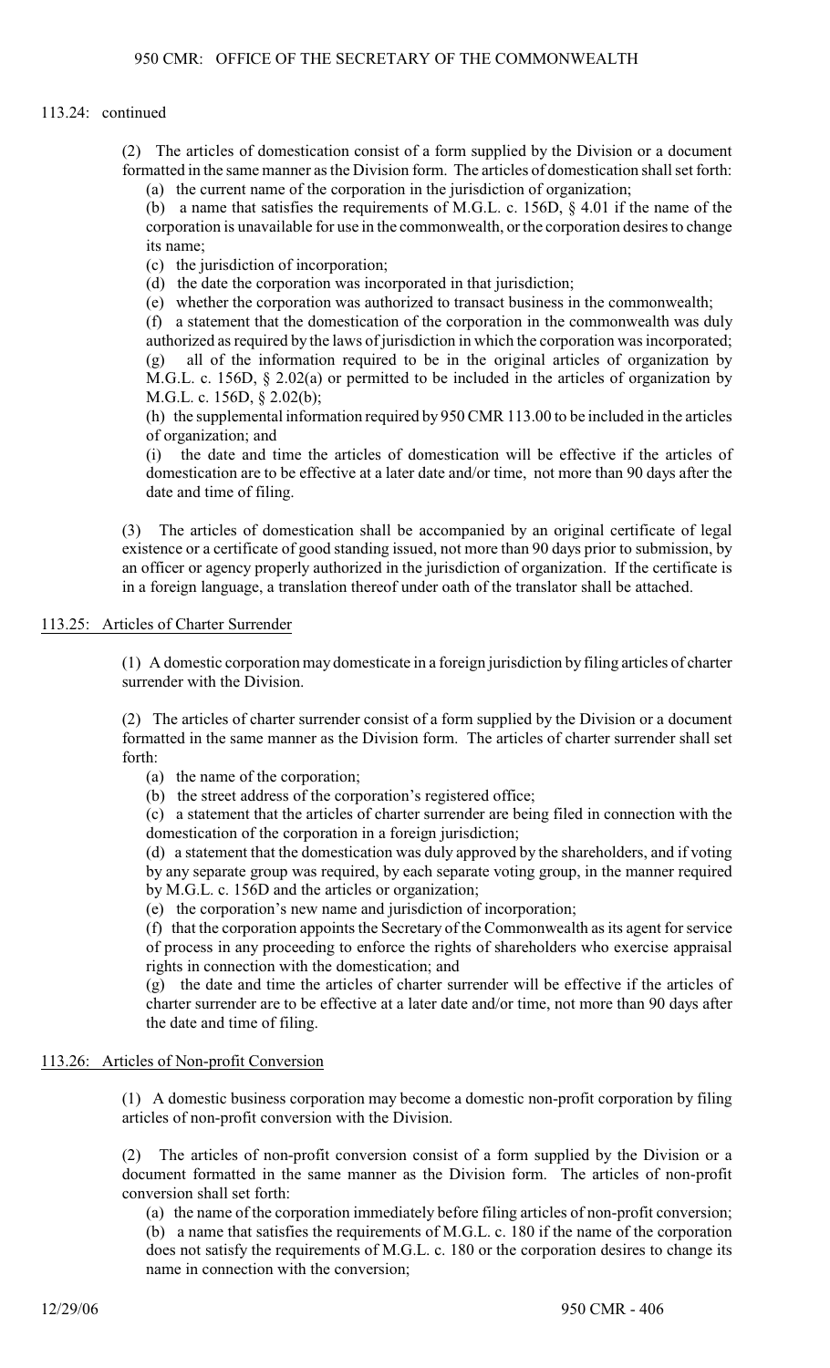113.24: continued

(2) The articles of domestication consist of a form supplied by the Division or a document formatted in the same manner as the Division form. The articles of domestication shall set forth:

(a) the current name of the corporation in the jurisdiction of organization;

(b) a name that satisfies the requirements of M.G.L. c. 156D, § 4.01 if the name of the corporation is unavailable for use in the commonwealth, or the corporation desires to change its name;

(c) the jurisdiction of incorporation;

(d) the date the corporation was incorporated in that jurisdiction;

(e) whether the corporation was authorized to transact business in the commonwealth;

(f) a statement that the domestication of the corporation in the commonwealth was duly authorized as required by the laws of jurisdiction in which the corporation was incorporated;

(g) all of the information required to be in the original articles of organization by M.G.L. c. 156D, § 2.02(a) or permitted to be included in the articles of organization by M.G.L. c. 156D, § 2.02(b);

(h) the supplemental information required by 950 CMR 113.00 to be included in the articles of organization; and

(i) the date and time the articles of domestication will be effective if the articles of domestication are to be effective at a later date and/or time, not more than 90 days after the date and time of filing.

(3) The articles of domestication shall be accompanied by an original certificate of legal existence or a certificate of good standing issued, not more than 90 days prior to submission, by an officer or agency properly authorized in the jurisdiction of organization. If the certificate is in a foreign language, a translation thereof under oath of the translator shall be attached.

## 113.25: Articles of Charter Surrender

(1) A domestic corporation may domesticate in a foreign jurisdiction by filing articles of charter surrender with the Division.

(2) The articles of charter surrender consist of a form supplied by the Division or a document formatted in the same manner as the Division form. The articles of charter surrender shall set forth:

(a) the name of the corporation;

(b) the street address of the corporation's registered office;

(c) a statement that the articles of charter surrender are being filed in connection with the domestication of the corporation in a foreign jurisdiction;

(d) a statement that the domestication was duly approved by the shareholders, and if voting by any separate group was required, by each separate voting group, in the manner required by M.G.L. c. 156D and the articles or organization;

(e) the corporation's new name and jurisdiction of incorporation;

(f) that the corporation appoints the Secretary of the Commonwealth as its agent for service of process in any proceeding to enforce the rights of shareholders who exercise appraisal rights in connection with the domestication; and

(g) the date and time the articles of charter surrender will be effective if the articles of charter surrender are to be effective at a later date and/or time, not more than 90 days after the date and time of filing.

## 113.26: Articles of Non-profit Conversion

(1) A domestic business corporation may become a domestic non-profit corporation by filing articles of non-profit conversion with the Division.

(2) The articles of non-profit conversion consist of a form supplied by the Division or a document formatted in the same manner as the Division form. The articles of non-profit conversion shall set forth:

(a) the name of the corporation immediately before filing articles of non-profit conversion;

(b) a name that satisfies the requirements of M.G.L. c. 180 if the name of the corporation does not satisfy the requirements of M.G.L. c. 180 or the corporation desires to change its name in connection with the conversion;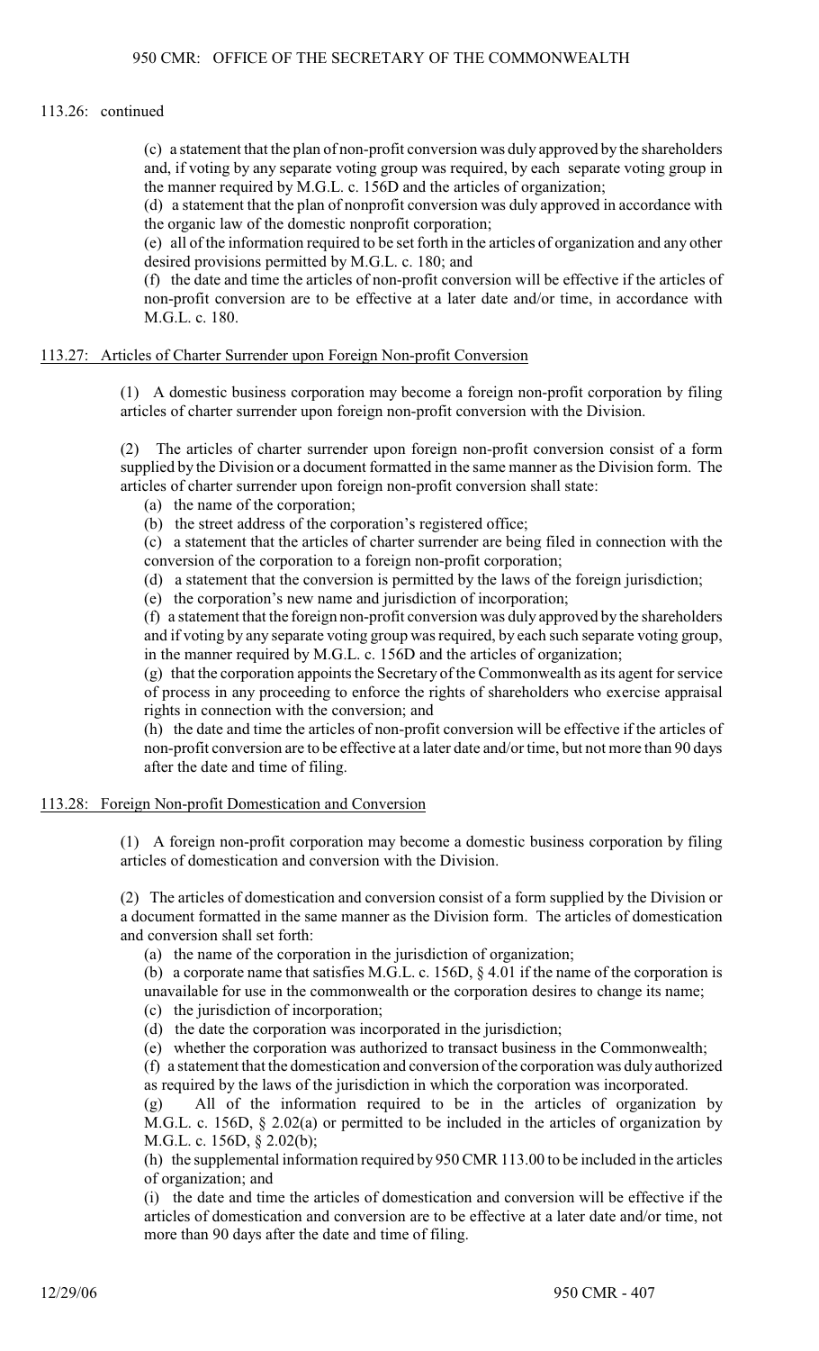113.26: continued

(c) a statement that the plan of non-profit conversion was duly approved by the shareholders and, if voting by any separate voting group was required, by each separate voting group in the manner required by M.G.L. c. 156D and the articles of organization;

(d) a statement that the plan of nonprofit conversion was duly approved in accordance with the organic law of the domestic nonprofit corporation;

(e) all of the information required to be set forth in the articles of organization and any other desired provisions permitted by M.G.L. c. 180; and

(f) the date and time the articles of non-profit conversion will be effective if the articles of non-profit conversion are to be effective at a later date and/or time, in accordance with M.G.L. c. 180.

## 113.27: Articles of Charter Surrender upon Foreign Non-profit Conversion

(1) A domestic business corporation may become a foreign non-profit corporation by filing articles of charter surrender upon foreign non-profit conversion with the Division.

(2) The articles of charter surrender upon foreign non-profit conversion consist of a form supplied by the Division or a document formatted in the same manner as the Division form. The articles of charter surrender upon foreign non-profit conversion shall state:

(a) the name of the corporation;

(b) the street address of the corporation's registered office;

(c) a statement that the articles of charter surrender are being filed in connection with the conversion of the corporation to a foreign non-profit corporation;

(d) a statement that the conversion is permitted by the laws of the foreign jurisdiction;

(e) the corporation's new name and jurisdiction of incorporation;

(f) a statement that the foreign non-profit conversion was duly approved by the shareholders and if voting by any separate voting group was required, by each such separate voting group, in the manner required by M.G.L. c. 156D and the articles of organization;

(g) that the corporation appoints the Secretary of the Commonwealth as its agent for service of process in any proceeding to enforce the rights of shareholders who exercise appraisal rights in connection with the conversion; and

(h) the date and time the articles of non-profit conversion will be effective if the articles of non-profit conversion are to be effective at a later date and/or time, but not more than 90 days after the date and time of filing.

## 113.28: Foreign Non-profit Domestication and Conversion

(1) A foreign non-profit corporation may become a domestic business corporation by filing articles of domestication and conversion with the Division.

(2) The articles of domestication and conversion consist of a form supplied by the Division or a document formatted in the same manner as the Division form. The articles of domestication and conversion shall set forth:

(a) the name of the corporation in the jurisdiction of organization;

(b) a corporate name that satisfies M.G.L. c. 156D, § 4.01 if the name of the corporation is unavailable for use in the commonwealth or the corporation desires to change its name;

(c) the jurisdiction of incorporation;

(d) the date the corporation was incorporated in the jurisdiction;

(e) whether the corporation was authorized to transact business in the Commonwealth;

(f) a statement that the domestication and conversion of the corporation was duly authorized as required by the laws of the jurisdiction in which the corporation was incorporated.

(g) All of the information required to be in the articles of organization by M.G.L. c. 156D, § 2.02(a) or permitted to be included in the articles of organization by M.G.L. c. 156D, § 2.02(b);

(h) the supplemental information required by 950 CMR 113.00 to be included in the articles of organization; and

(i) the date and time the articles of domestication and conversion will be effective if the articles of domestication and conversion are to be effective at a later date and/or time, not more than 90 days after the date and time of filing.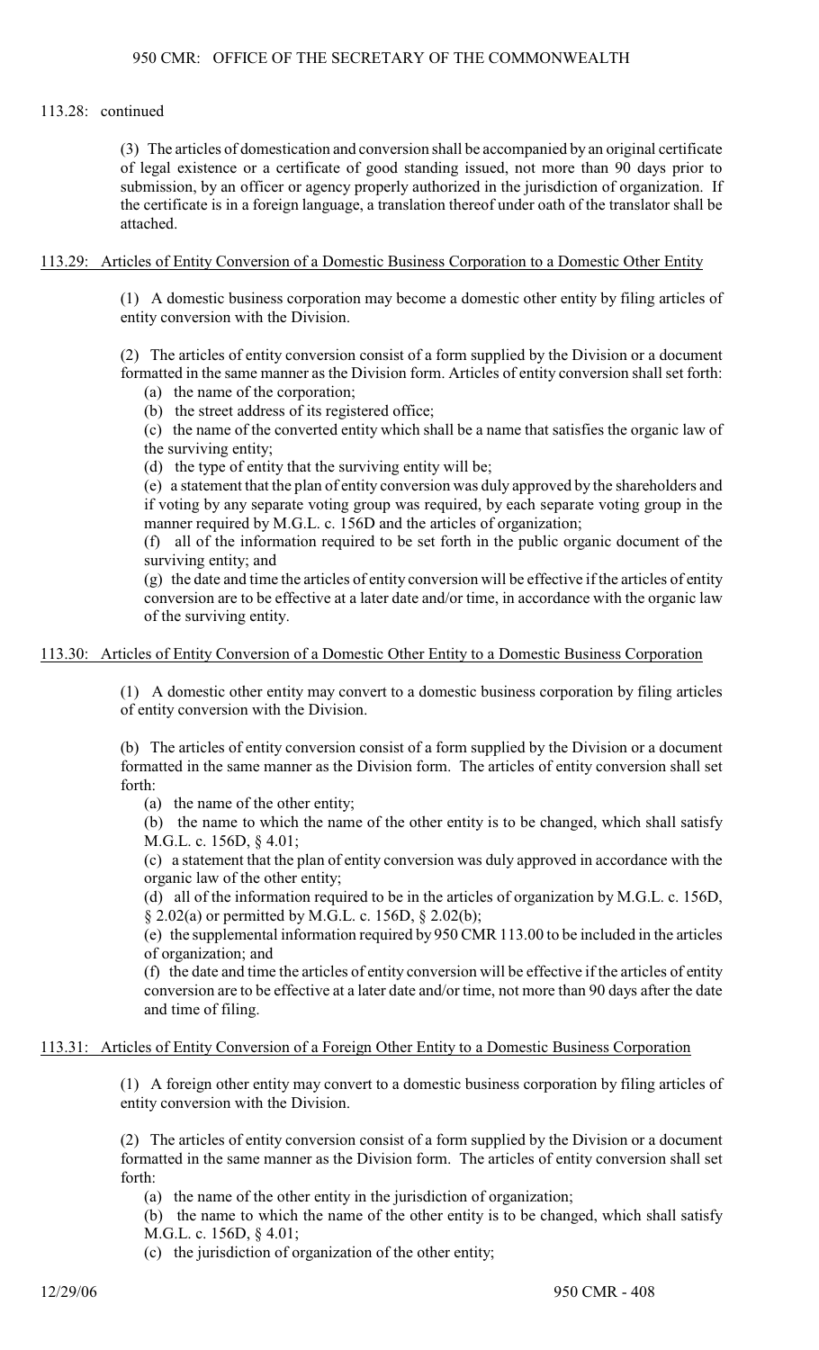113.28: continued

(3) The articles of domestication and conversion shall be accompanied by an original certificate of legal existence or a certificate of good standing issued, not more than 90 days prior to submission, by an officer or agency properly authorized in the jurisdiction of organization. If the certificate is in a foreign language, a translation thereof under oath of the translator shall be attached.

## 113.29: Articles of Entity Conversion of a Domestic Business Corporation to a Domestic Other Entity

(1) A domestic business corporation may become a domestic other entity by filing articles of entity conversion with the Division.

(2) The articles of entity conversion consist of a form supplied by the Division or a document formatted in the same manner as the Division form. Articles of entity conversion shall set forth:

(a) the name of the corporation;

(b) the street address of its registered office;

(c) the name of the converted entity which shall be a name that satisfies the organic law of the surviving entity;

(d) the type of entity that the surviving entity will be;

(e) a statement that the plan of entity conversion was duly approved by the shareholders and if voting by any separate voting group was required, by each separate voting group in the manner required by M.G.L. c. 156D and the articles of organization;

(f) all of the information required to be set forth in the public organic document of the surviving entity; and

(g) the date and time the articles of entity conversion will be effective if the articles of entity conversion are to be effective at a later date and/or time, in accordance with the organic law of the surviving entity.

## 113.30: Articles of Entity Conversion of a Domestic Other Entity to a Domestic Business Corporation

(1) A domestic other entity may convert to a domestic business corporation by filing articles of entity conversion with the Division.

(b) The articles of entity conversion consist of a form supplied by the Division or a document formatted in the same manner as the Division form. The articles of entity conversion shall set forth:

(a) the name of the other entity;

(b) the name to which the name of the other entity is to be changed, which shall satisfy M.G.L. c. 156D, § 4.01;

(c) a statement that the plan of entity conversion was duly approved in accordance with the organic law of the other entity;

(d) all of the information required to be in the articles of organization by M.G.L. c. 156D, § 2.02(a) or permitted by M.G.L. c. 156D, § 2.02(b);

(e) the supplemental information required by 950 CMR 113.00 to be included in the articles of organization; and

(f) the date and time the articles of entity conversion will be effective if the articles of entity conversion are to be effective at a later date and/or time, not more than 90 days after the date and time of filing.

## 113.31: Articles of Entity Conversion of a Foreign Other Entity to a Domestic Business Corporation

(1) A foreign other entity may convert to a domestic business corporation by filing articles of entity conversion with the Division.

(2) The articles of entity conversion consist of a form supplied by the Division or a document formatted in the same manner as the Division form. The articles of entity conversion shall set forth:

(a) the name of the other entity in the jurisdiction of organization;

(b) the name to which the name of the other entity is to be changed, which shall satisfy M.G.L. c. 156D, § 4.01;

(c) the jurisdiction of organization of the other entity;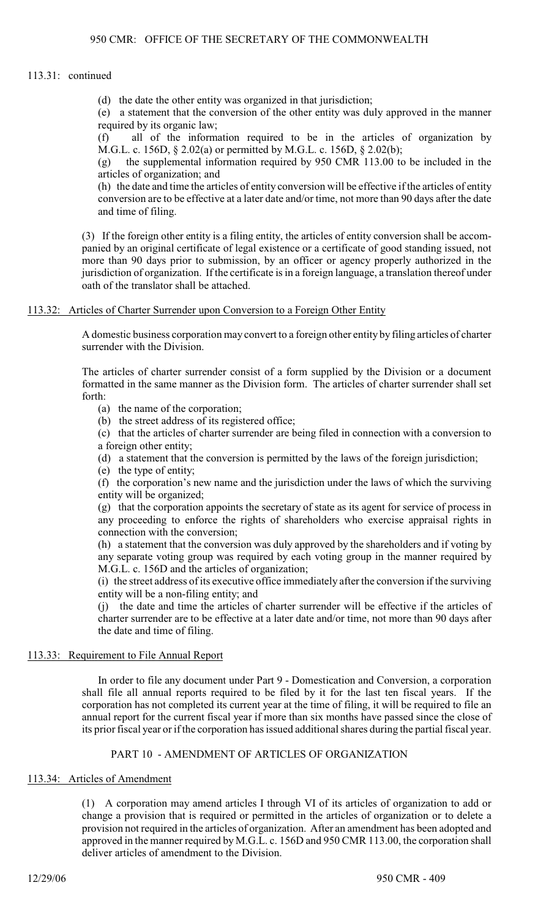113.31: continued

(d) the date the other entity was organized in that jurisdiction;

(e) a statement that the conversion of the other entity was duly approved in the manner required by its organic law;

(f) all of the information required to be in the articles of organization by M.G.L. c. 156D, § 2.02(a) or permitted by M.G.L. c. 156D, § 2.02(b);

(g) the supplemental information required by 950 CMR 113.00 to be included in the articles of organization; and

(h) the date and time the articles of entity conversion will be effective if the articles of entity conversion are to be effective at a later date and/or time, not more than 90 days after the date and time of filing.

(3) If the foreign other entity is a filing entity, the articles of entity conversion shall be accompanied by an original certificate of legal existence or a certificate of good standing issued, not more than 90 days prior to submission, by an officer or agency properly authorized in the jurisdiction of organization. If the certificate is in a foreign language, a translation thereof under oath of the translator shall be attached.

## 113.32: Articles of Charter Surrender upon Conversion to a Foreign Other Entity

A domestic business corporation may convert to a foreign other entity by filing articles of charter surrender with the Division.

The articles of charter surrender consist of a form supplied by the Division or a document formatted in the same manner as the Division form. The articles of charter surrender shall set forth:

(a) the name of the corporation;

(b) the street address of its registered office;

(c) that the articles of charter surrender are being filed in connection with a conversion to a foreign other entity;

(d) a statement that the conversion is permitted by the laws of the foreign jurisdiction;

(e) the type of entity;

(f) the corporation's new name and the jurisdiction under the laws of which the surviving entity will be organized;

(g) that the corporation appoints the secretary of state as its agent for service of process in any proceeding to enforce the rights of shareholders who exercise appraisal rights in connection with the conversion;

(h) a statement that the conversion was duly approved by the shareholders and if voting by any separate voting group was required by each voting group in the manner required by M.G.L. c. 156D and the articles of organization;

(i) the street address of its executive office immediately after the conversion if the surviving entity will be a non-filing entity; and

(j) the date and time the articles of charter surrender will be effective if the articles of charter surrender are to be effective at a later date and/or time, not more than 90 days after the date and time of filing.

## 113.33: Requirement to File Annual Report

In order to file any document under Part 9 - Domestication and Conversion, a corporation shall file all annual reports required to be filed by it for the last ten fiscal years. If the corporation has not completed its current year at the time of filing, it will be required to file an annual report for the current fiscal year if more than six months have passed since the close of its prior fiscal year or if the corporation has issued additional shares during the partial fiscal year.

# PART 10 - AMENDMENT OF ARTICLES OF ORGANIZATION

## 113.34: Articles of Amendment

(1) A corporation may amend articles I through VI of its articles of organization to add or change a provision that is required or permitted in the articles of organization or to delete a provision not required in the articles of organization. After an amendment has been adopted and approved in the manner required by M.G.L. c. 156D and 950 CMR 113.00, the corporation shall deliver articles of amendment to the Division.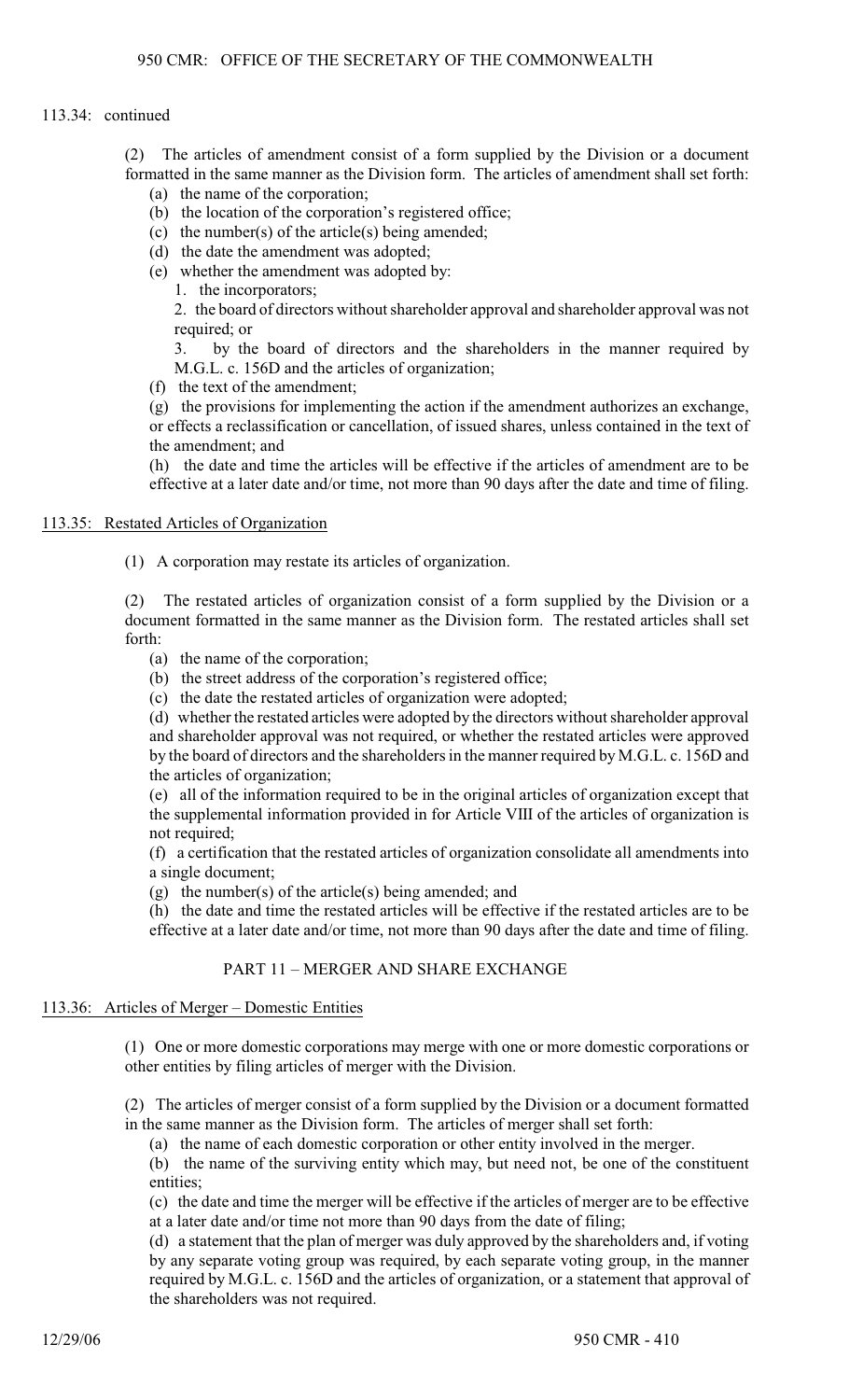113.34: continued

(2) The articles of amendment consist of a form supplied by the Division or a document formatted in the same manner as the Division form. The articles of amendment shall set forth:

(a) the name of the corporation;

(b) the location of the corporation's registered office;

(c) the number(s) of the article(s) being amended;

(d) the date the amendment was adopted;

(e) whether the amendment was adopted by:

1. the incorporators;

2. the board of directors without shareholder approval and shareholder approval was not required; or

3. by the board of directors and the shareholders in the manner required by M.G.L. c. 156D and the articles of organization;

(f) the text of the amendment;

(g) the provisions for implementing the action if the amendment authorizes an exchange, or effects a reclassification or cancellation, of issued shares, unless contained in the text of the amendment; and

(h) the date and time the articles will be effective if the articles of amendment are to be effective at a later date and/or time, not more than 90 days after the date and time of filing.

## 113.35: Restated Articles of Organization

(1) A corporation may restate its articles of organization.

(2) The restated articles of organization consist of a form supplied by the Division or a document formatted in the same manner as the Division form. The restated articles shall set forth:

(a) the name of the corporation;

(b) the street address of the corporation's registered office;

(c) the date the restated articles of organization were adopted;

(d) whether the restated articles were adopted by the directors without shareholder approval and shareholder approval was not required, or whether the restated articles were approved by the board of directors and the shareholders in the manner required by M.G.L. c. 156D and the articles of organization;

(e) all of the information required to be in the original articles of organization except that the supplemental information provided in for Article VIII of the articles of organization is not required;

(f) a certification that the restated articles of organization consolidate all amendments into a single document;

(g) the number(s) of the article(s) being amended; and

(h) the date and time the restated articles will be effective if the restated articles are to be effective at a later date and/or time, not more than 90 days after the date and time of filing.

# PART 11 – MERGER AND SHARE EXCHANGE

## 113.36: Articles of Merger – Domestic Entities

(1) One or more domestic corporations may merge with one or more domestic corporations or other entities by filing articles of merger with the Division.

(2) The articles of merger consist of a form supplied by the Division or a document formatted in the same manner as the Division form. The articles of merger shall set forth:

(a) the name of each domestic corporation or other entity involved in the merger.

(b) the name of the surviving entity which may, but need not, be one of the constituent entities;

(c) the date and time the merger will be effective if the articles of merger are to be effective at a later date and/or time not more than 90 days from the date of filing;

(d) a statement that the plan of merger was duly approved by the shareholders and, if voting by any separate voting group was required, by each separate voting group, in the manner required by M.G.L. c. 156D and the articles of organization, or a statement that approval of the shareholders was not required.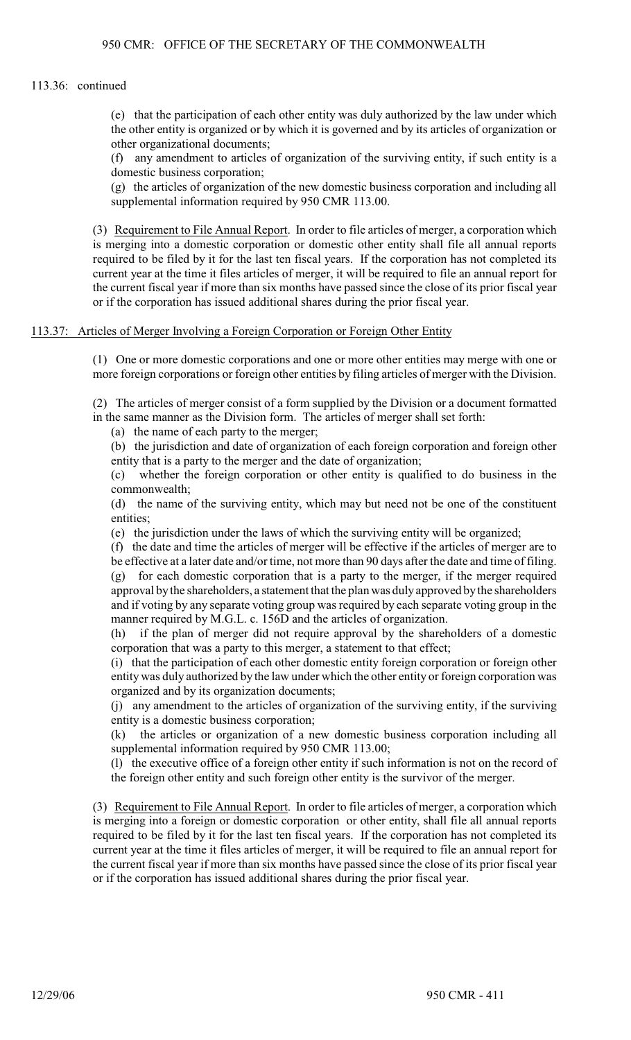113.36: continued

(e) that the participation of each other entity was duly authorized by the law under which the other entity is organized or by which it is governed and by its articles of organization or other organizational documents;

(f) any amendment to articles of organization of the surviving entity, if such entity is a domestic business corporation;

(g) the articles of organization of the new domestic business corporation and including all supplemental information required by 950 CMR 113.00.

(3) Requirement to File Annual Report. In order to file articles of merger, a corporation which is merging into a domestic corporation or domestic other entity shall file all annual reports required to be filed by it for the last ten fiscal years. If the corporation has not completed its current year at the time it files articles of merger, it will be required to file an annual report for the current fiscal year if more than six months have passed since the close of its prior fiscal year or if the corporation has issued additional shares during the prior fiscal year.

## 113.37: Articles of Merger Involving a Foreign Corporation or Foreign Other Entity

(1) One or more domestic corporations and one or more other entities may merge with one or more foreign corporations or foreign other entities by filing articles of merger with the Division.

(2) The articles of merger consist of a form supplied by the Division or a document formatted in the same manner as the Division form. The articles of merger shall set forth:

(a) the name of each party to the merger;

(b) the jurisdiction and date of organization of each foreign corporation and foreign other entity that is a party to the merger and the date of organization;

(c) whether the foreign corporation or other entity is qualified to do business in the commonwealth;

(d) the name of the surviving entity, which may but need not be one of the constituent entities;

(e) the jurisdiction under the laws of which the surviving entity will be organized;

(f) the date and time the articles of merger will be effective if the articles of merger are to be effective at a later date and/or time, not more than 90 days after the date and time of filing.

(g) for each domestic corporation that is a party to the merger, if the merger required approval by the shareholders, a statement that the plan was duly approved by the shareholders and if voting by any separate voting group was required by each separate voting group in the manner required by M.G.L. c. 156D and the articles of organization.

(h) if the plan of merger did not require approval by the shareholders of a domestic corporation that was a party to this merger, a statement to that effect;

(i) that the participation of each other domestic entity foreign corporation or foreign other entity was duly authorized by the law under which the other entity or foreign corporation was organized and by its organization documents;

(j) any amendment to the articles of organization of the surviving entity, if the surviving entity is a domestic business corporation;

(k) the articles or organization of a new domestic business corporation including all supplemental information required by 950 CMR 113.00;

(l) the executive office of a foreign other entity if such information is not on the record of the foreign other entity and such foreign other entity is the survivor of the merger.

(3) Requirement to File Annual Report. In order to file articles of merger, a corporation which is merging into a foreign or domestic corporation or other entity, shall file all annual reports required to be filed by it for the last ten fiscal years. If the corporation has not completed its current year at the time it files articles of merger, it will be required to file an annual report for the current fiscal year if more than six months have passed since the close of its prior fiscal year or if the corporation has issued additional shares during the prior fiscal year.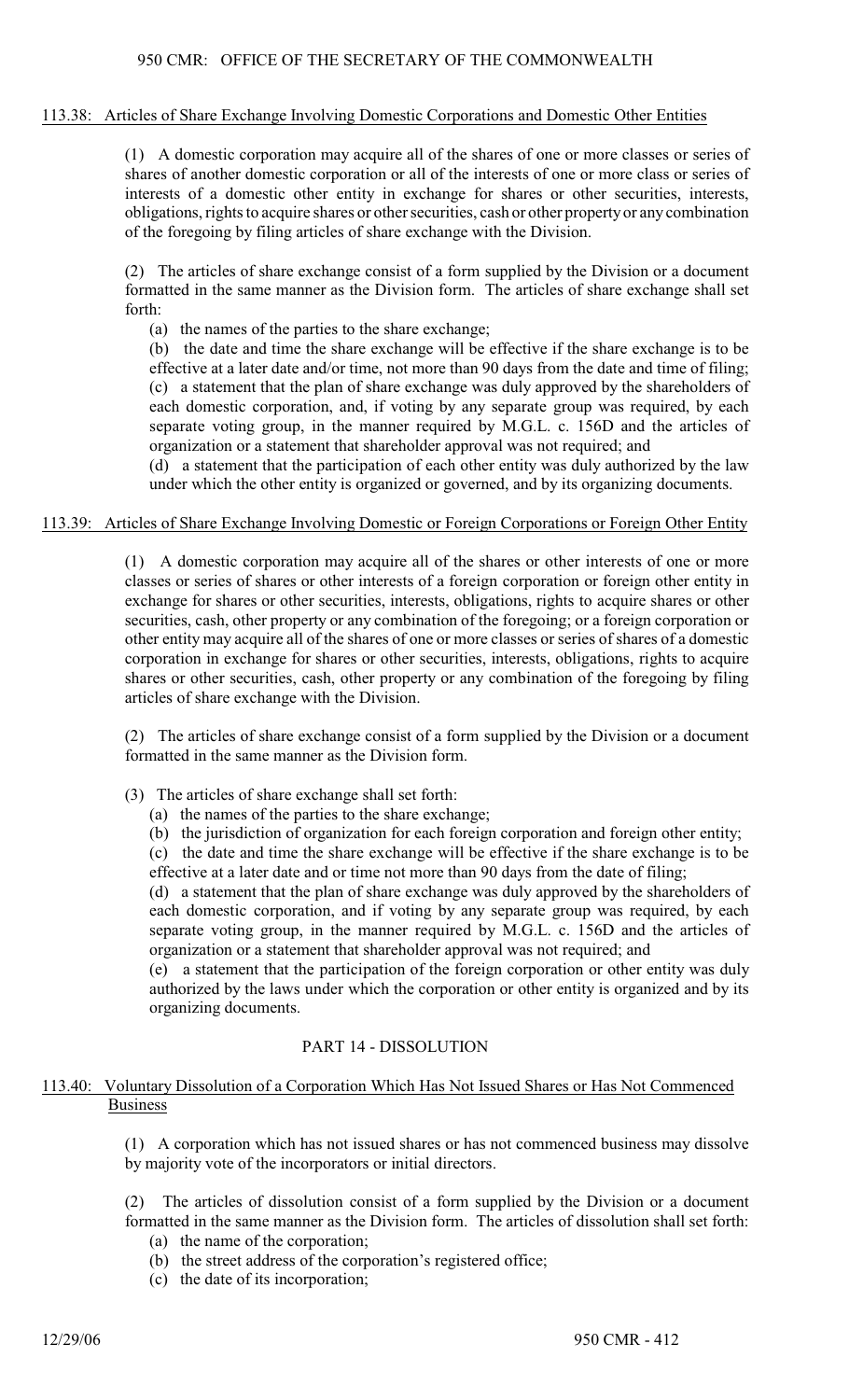## 113.38: Articles of Share Exchange Involving Domestic Corporations and Domestic Other Entities

(1) A domestic corporation may acquire all of the shares of one or more classes or series of shares of another domestic corporation or all of the interests of one or more class or series of interests of a domestic other entity in exchange for shares or other securities, interests, obligations, rights to acquire shares or other securities, cash or other property or any combination of the foregoing by filing articles of share exchange with the Division.

(2) The articles of share exchange consist of a form supplied by the Division or a document formatted in the same manner as the Division form. The articles of share exchange shall set forth:

- (a) the names of the parties to the share exchange;
- (b) the date and time the share exchange will be effective if the share exchange is to be effective at a later date and/or time, not more than 90 days from the date and time of filing;
- (c) a statement that the plan of share exchange was duly approved by the shareholders of each domestic corporation, and, if voting by any separate group was required, by each separate voting group, in the manner required by M.G.L. c. 156D and the articles of organization or a statement that shareholder approval was not required; and
- (d) a statement that the participation of each other entity was duly authorized by the law under which the other entity is organized or governed, and by its organizing documents.

## 113.39: Articles of Share Exchange Involving Domestic or Foreign Corporations or Foreign Other Entity

(1) A domestic corporation may acquire all of the shares or other interests of one or more classes or series of shares or other interests of a foreign corporation or foreign other entity in exchange for shares or other securities, interests, obligations, rights to acquire shares or other securities, cash, other property or any combination of the foregoing; or a foreign corporation or other entity may acquire all of the shares of one or more classes or series of shares of a domestic corporation in exchange for shares or other securities, interests, obligations, rights to acquire shares or other securities, cash, other property or any combination of the foregoing by filing articles of share exchange with the Division.

(2) The articles of share exchange consist of a form supplied by the Division or a document formatted in the same manner as the Division form.

(3) The articles of share exchange shall set forth:

- (a) the names of the parties to the share exchange;
- (b) the jurisdiction of organization for each foreign corporation and foreign other entity;
- (c) the date and time the share exchange will be effective if the share exchange is to be effective at a later date and or time not more than 90 days from the date of filing;
- (d) a statement that the plan of share exchange was duly approved by the shareholders of each domestic corporation, and if voting by any separate group was required, by each separate voting group, in the manner required by M.G.L. c. 156D and the articles of organization or a statement that shareholder approval was not required; and
- (e) a statement that the participation of the foreign corporation or other entity was duly authorized by the laws under which the corporation or other entity is organized and by its organizing documents.

# PART 14 - DISSOLUTION

## 113.40: Voluntary Dissolution of a Corporation Which Has Not Issued Shares or Has Not Commenced Business

(1) A corporation which has not issued shares or has not commenced business may dissolve by majority vote of the incorporators or initial directors.

(2) The articles of dissolution consist of a form supplied by the Division or a document formatted in the same manner as the Division form. The articles of dissolution shall set forth:

- (a) the name of the corporation;
- (b) the street address of the corporation's registered office;
- (c) the date of its incorporation;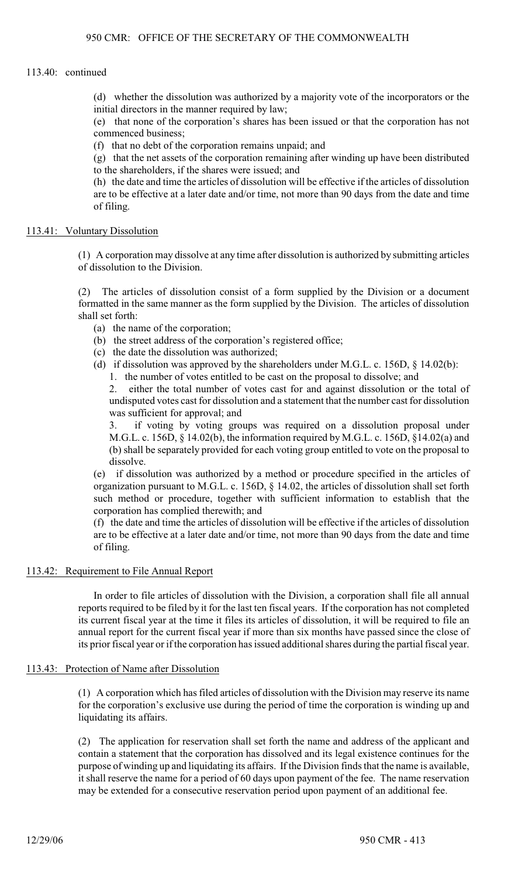113.40: continued

(d) whether the dissolution was authorized by a majority vote of the incorporators or the initial directors in the manner required by law;

(e) that none of the corporation's shares has been issued or that the corporation has not commenced business;

(f) that no debt of the corporation remains unpaid; and

(g) that the net assets of the corporation remaining after winding up have been distributed to the shareholders, if the shares were issued; and

(h) the date and time the articles of dissolution will be effective if the articles of dissolution are to be effective at a later date and/or time, not more than 90 days from the date and time of filing.

## 113.41: Voluntary Dissolution

(1) A corporation may dissolve at any time after dissolution is authorized by submitting articles of dissolution to the Division.

(2) The articles of dissolution consist of a form supplied by the Division or a document formatted in the same manner as the form supplied by the Division. The articles of dissolution shall set forth:

(a) the name of the corporation;

(b) the street address of the corporation's registered office;

(c) the date the dissolution was authorized;

(d) if dissolution was approved by the shareholders under M.G.L. c. 156D, § 14.02(b):

1. the number of votes entitled to be cast on the proposal to dissolve; and

2. either the total number of votes cast for and against dissolution or the total of undisputed votes cast for dissolution and a statement that the number cast for dissolution was sufficient for approval; and

3. if voting by voting groups was required on a dissolution proposal under M.G.L. c. 156D, § 14.02(b), the information required by M.G.L. c. 156D, §14.02(a) and (b) shall be separately provided for each voting group entitled to vote on the proposal to dissolve.

(e) if dissolution was authorized by a method or procedure specified in the articles of organization pursuant to M.G.L. c. 156D, § 14.02, the articles of dissolution shall set forth such method or procedure, together with sufficient information to establish that the corporation has complied therewith; and

(f) the date and time the articles of dissolution will be effective if the articles of dissolution are to be effective at a later date and/or time, not more than 90 days from the date and time of filing.

## 113.42: Requirement to File Annual Report

In order to file articles of dissolution with the Division, a corporation shall file all annual reports required to be filed by it for the last ten fiscal years. If the corporation has not completed its current fiscal year at the time it files its articles of dissolution, it will be required to file an annual report for the current fiscal year if more than six months have passed since the close of its prior fiscal year or if the corporation has issued additional shares during the partial fiscal year.

## 113.43: Protection of Name after Dissolution

(1) A corporation which has filed articles of dissolution with the Division may reserve its name for the corporation's exclusive use during the period of time the corporation is winding up and liquidating its affairs.

(2) The application for reservation shall set forth the name and address of the applicant and contain a statement that the corporation has dissolved and its legal existence continues for the purpose of winding up and liquidating its affairs. If the Division finds that the name is available, it shall reserve the name for a period of 60 days upon payment of the fee. The name reservation may be extended for a consecutive reservation period upon payment of an additional fee.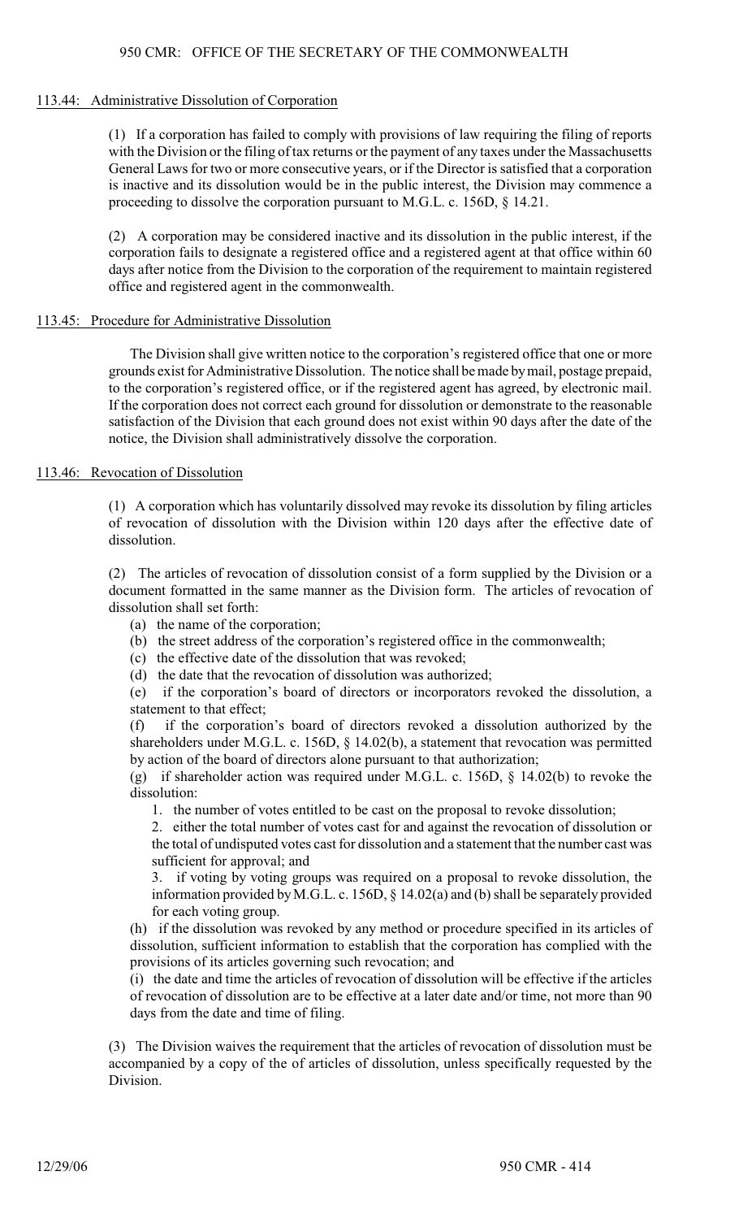## 113.44: Administrative Dissolution of Corporation

(1) If a corporation has failed to comply with provisions of law requiring the filing of reports with the Division or the filing of tax returns or the payment of any taxes under the Massachusetts General Laws for two or more consecutive years, or if the Director is satisfied that a corporation is inactive and its dissolution would be in the public interest, the Division may commence a proceeding to dissolve the corporation pursuant to M.G.L. c. 156D, § 14.21.

(2) A corporation may be considered inactive and its dissolution in the public interest, if the corporation fails to designate a registered office and a registered agent at that office within 60 days after notice from the Division to the corporation of the requirement to maintain registered office and registered agent in the commonwealth.

## 113.45: Procedure for Administrative Dissolution

The Division shall give written notice to the corporation's registered office that one or more grounds exist for Administrative Dissolution. The notice shall be made by mail, postage prepaid, to the corporation's registered office, or if the registered agent has agreed, by electronic mail. If the corporation does not correct each ground for dissolution or demonstrate to the reasonable satisfaction of the Division that each ground does not exist within 90 days after the date of the notice, the Division shall administratively dissolve the corporation.

## 113.46: Revocation of Dissolution

(1) A corporation which has voluntarily dissolved may revoke its dissolution by filing articles of revocation of dissolution with the Division within 120 days after the effective date of dissolution.

(2) The articles of revocation of dissolution consist of a form supplied by the Division or a document formatted in the same manner as the Division form. The articles of revocation of dissolution shall set forth:

(a) the name of the corporation;

(b) the street address of the corporation's registered office in the commonwealth;

(c) the effective date of the dissolution that was revoked;

(d) the date that the revocation of dissolution was authorized;

(e) if the corporation's board of directors or incorporators revoked the dissolution, a statement to that effect;

(f) if the corporation's board of directors revoked a dissolution authorized by the shareholders under M.G.L. c. 156D, § 14.02(b), a statement that revocation was permitted by action of the board of directors alone pursuant to that authorization;

(g) if shareholder action was required under M.G.L. c. 156D, § 14.02(b) to revoke the dissolution:

1. the number of votes entitled to be cast on the proposal to revoke dissolution;

2. either the total number of votes cast for and against the revocation of dissolution or the total of undisputed votes cast for dissolution and a statement that the number cast was sufficient for approval; and

3. if voting by voting groups was required on a proposal to revoke dissolution, the information provided by M.G.L. c. 156D, § 14.02(a) and (b) shall be separately provided for each voting group.

(h) if the dissolution was revoked by any method or procedure specified in its articles of dissolution, sufficient information to establish that the corporation has complied with the provisions of its articles governing such revocation; and

(i) the date and time the articles of revocation of dissolution will be effective if the articles of revocation of dissolution are to be effective at a later date and/or time, not more than 90 days from the date and time of filing.

(3) The Division waives the requirement that the articles of revocation of dissolution must be accompanied by a copy of the of articles of dissolution, unless specifically requested by the Division.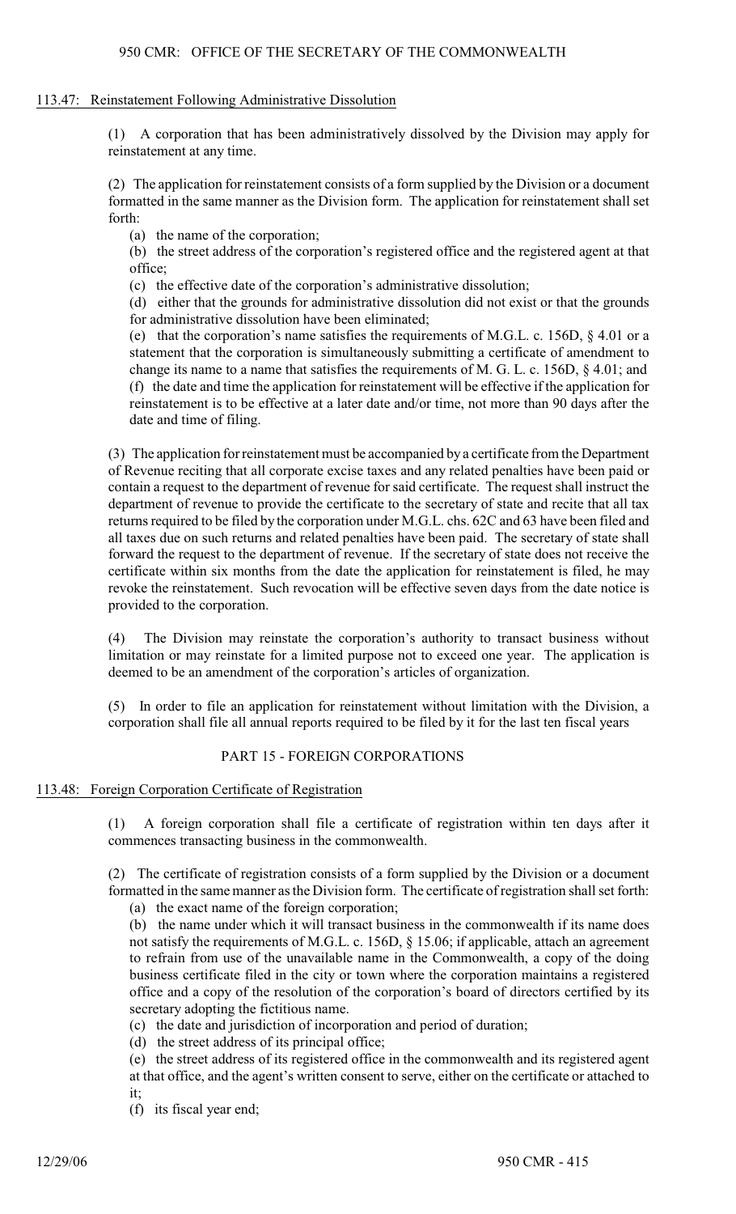### 113.47: Reinstatement Following Administrative Dissolution

(1) A corporation that has been administratively dissolved by the Division may apply for reinstatement at any time.

(2) The application for reinstatement consists of a form supplied by the Division or a document formatted in the same manner as the Division form. The application for reinstatement shall set forth:

(a) the name of the corporation;

(b) the street address of the corporation's registered office and the registered agent at that office;

(c) the effective date of the corporation's administrative dissolution;

(d) either that the grounds for administrative dissolution did not exist or that the grounds for administrative dissolution have been eliminated;

(e) that the corporation's name satisfies the requirements of M.G.L. c. 156D, § 4.01 or a statement that the corporation is simultaneously submitting a certificate of amendment to change its name to a name that satisfies the requirements of M. G. L. c. 156D, § 4.01; and

(f) the date and time the application for reinstatement will be effective if the application for reinstatement is to be effective at a later date and/or time, not more than 90 days after the date and time of filing.

(3) The application for reinstatement must be accompanied by a certificate from the Department of Revenue reciting that all corporate excise taxes and any related penalties have been paid or contain a request to the department of revenue for said certificate. The request shall instruct the department of revenue to provide the certificate to the secretary of state and recite that all tax returns required to be filed by the corporation under M.G.L. chs. 62C and 63 have been filed and all taxes due on such returns and related penalties have been paid. The secretary of state shall forward the request to the department of revenue. If the secretary of state does not receive the certificate within six months from the date the application for reinstatement is filed, he may revoke the reinstatement. Such revocation will be effective seven days from the date notice is provided to the corporation.

(4) The Division may reinstate the corporation's authority to transact business without limitation or may reinstate for a limited purpose not to exceed one year. The application is deemed to be an amendment of the corporation's articles of organization.

(5) In order to file an application for reinstatement without limitation with the Division, a corporation shall file all annual reports required to be filed by it for the last ten fiscal years

## PART 15 - FOREIGN CORPORATIONS

### 113.48: Foreign Corporation Certificate of Registration

(1) A foreign corporation shall file a certificate of registration within ten days after it commences transacting business in the commonwealth.

(2) The certificate of registration consists of a form supplied by the Division or a document formatted in the same manner as the Division form. The certificate of registration shall set forth:

(a) the exact name of the foreign corporation;

(b) the name under which it will transact business in the commonwealth if its name does not satisfy the requirements of M.G.L. c. 156D, § 15.06; if applicable, attach an agreement to refrain from use of the unavailable name in the Commonwealth, a copy of the doing business certificate filed in the city or town where the corporation maintains a registered office and a copy of the resolution of the corporation's board of directors certified by its secretary adopting the fictitious name.

(c) the date and jurisdiction of incorporation and period of duration;

(d) the street address of its principal office;

(e) the street address of its registered office in the commonwealth and its registered agent at that office, and the agent's written consent to serve, either on the certificate or attached to it;

(f) its fiscal year end;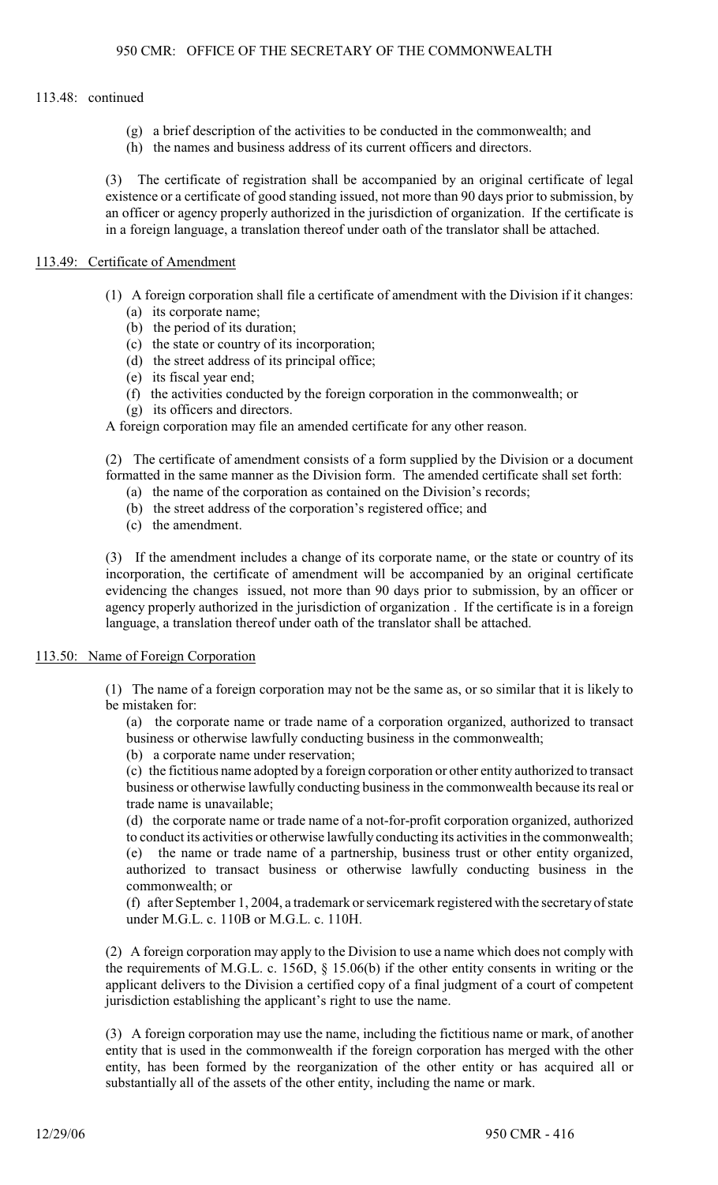113.48: continued

(g) a brief description of the activities to be conducted in the commonwealth; and

(h) the names and business address of its current officers and directors.

(3) The certificate of registration shall be accompanied by an original certificate of legal existence or a certificate of good standing issued, not more than 90 days prior to submission, by an officer or agency properly authorized in the jurisdiction of organization. If the certificate is in a foreign language, a translation thereof under oath of the translator shall be attached.

## 113.49: Certificate of Amendment

(1) A foreign corporation shall file a certificate of amendment with the Division if it changes:

(a) its corporate name;

(b) the period of its duration;

(c) the state or country of its incorporation;

(d) the street address of its principal office;

(e) its fiscal year end;

(f) the activities conducted by the foreign corporation in the commonwealth; or

(g) its officers and directors.

A foreign corporation may file an amended certificate for any other reason.

(2) The certificate of amendment consists of a form supplied by the Division or a document formatted in the same manner as the Division form. The amended certificate shall set forth:

(a) the name of the corporation as contained on the Division's records;

(b) the street address of the corporation's registered office; and

(c) the amendment.

(3) If the amendment includes a change of its corporate name, or the state or country of its incorporation, the certificate of amendment will be accompanied by an original certificate evidencing the changes issued, not more than 90 days prior to submission, by an officer or agency properly authorized in the jurisdiction of organization . If the certificate is in a foreign language, a translation thereof under oath of the translator shall be attached.

## 113.50: Name of Foreign Corporation

(1) The name of a foreign corporation may not be the same as, or so similar that it is likely to be mistaken for:

(a) the corporate name or trade name of a corporation organized, authorized to transact business or otherwise lawfully conducting business in the commonwealth;

(b) a corporate name under reservation;

(c) the fictitious name adopted by a foreign corporation or other entity authorized to transact business or otherwise lawfully conducting business in the commonwealth because its real or trade name is unavailable;

(d) the corporate name or trade name of a not-for-profit corporation organized, authorized to conduct its activities or otherwise lawfully conducting its activities in the commonwealth;

(e) the name or trade name of a partnership, business trust or other entity organized, authorized to transact business or otherwise lawfully conducting business in the commonwealth; or

(f) after September 1, 2004, a trademark or servicemark registered with the secretary of state under M.G.L. c. 110B or M.G.L. c. 110H.

(2) A foreign corporation may apply to the Division to use a name which does not comply with the requirements of M.G.L. c. 156D, § 15.06(b) if the other entity consents in writing or the applicant delivers to the Division a certified copy of a final judgment of a court of competent jurisdiction establishing the applicant's right to use the name.

(3) A foreign corporation may use the name, including the fictitious name or mark, of another entity that is used in the commonwealth if the foreign corporation has merged with the other entity, has been formed by the reorganization of the other entity or has acquired all or substantially all of the assets of the other entity, including the name or mark.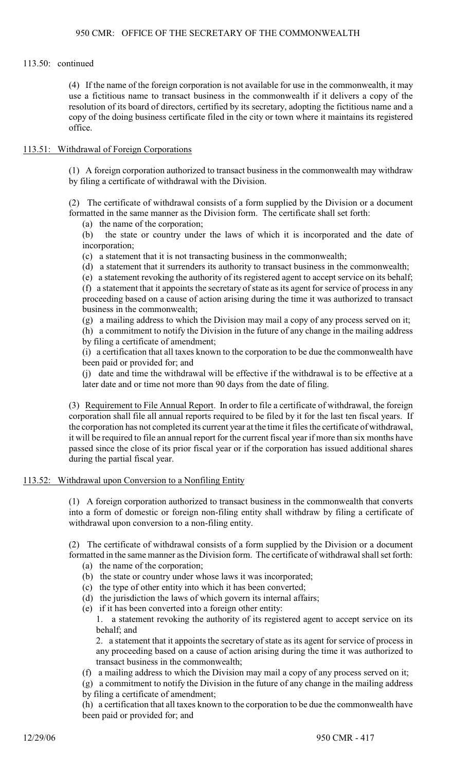113.50: continued

(4) If the name of the foreign corporation is not available for use in the commonwealth, it may use a fictitious name to transact business in the commonwealth if it delivers a copy of the resolution of its board of directors, certified by its secretary, adopting the fictitious name and a copy of the doing business certificate filed in the city or town where it maintains its registered office.

## 113.51: Withdrawal of Foreign Corporations

(1) A foreign corporation authorized to transact business in the commonwealth may withdraw by filing a certificate of withdrawal with the Division.

(2) The certificate of withdrawal consists of a form supplied by the Division or a document formatted in the same manner as the Division form. The certificate shall set forth:

- (a) the name of the corporation;
- (b) the state or country under the laws of which it is incorporated and the date of incorporation;
- (c) a statement that it is not transacting business in the commonwealth;
- (d) a statement that it surrenders its authority to transact business in the commonwealth;
- (e) a statement revoking the authority of its registered agent to accept service on its behalf;
- (f) a statement that it appoints the secretary of state as its agent for service of process in any proceeding based on a cause of action arising during the time it was authorized to transact business in the commonwealth;
- (g) a mailing address to which the Division may mail a copy of any process served on it;
- (h) a commitment to notify the Division in the future of any change in the mailing address by filing a certificate of amendment;
- (i) a certification that all taxes known to the corporation to be due the commonwealth have been paid or provided for; and
- (j) date and time the withdrawal will be effective if the withdrawal is to be effective at a later date and or time not more than 90 days from the date of filing.

(3) Requirement to File Annual Report. In order to file a certificate of withdrawal, the foreign corporation shall file all annual reports required to be filed by it for the last ten fiscal years. If the corporation has not completed its current year at the time it files the certificate of withdrawal, it will be required to file an annual report for the current fiscal year if more than six months have passed since the close of its prior fiscal year or if the corporation has issued additional shares during the partial fiscal year.

## 113.52: Withdrawal upon Conversion to a Nonfiling Entity

(1) A foreign corporation authorized to transact business in the commonwealth that converts into a form of domestic or foreign non-filing entity shall withdraw by filing a certificate of withdrawal upon conversion to a non-filing entity.

(2) The certificate of withdrawal consists of a form supplied by the Division or a document formatted in the same manner as the Division form. The certificate of withdrawal shall set forth:

- (a) the name of the corporation;
- (b) the state or country under whose laws it was incorporated;
- (c) the type of other entity into which it has been converted;
- (d) the jurisdiction the laws of which govern its internal affairs;
- (e) if it has been converted into a foreign other entity:
  1. a statement revoking the authority of its registered agent to accept service on its behalf; and
  2. a statement that it appoints the secretary of state as its agent for service of process in any proceeding based on a cause of action arising during the time it was authorized to transact business in the commonwealth;
- (f) a mailing address to which the Division may mail a copy of any process served on it;
- (g) a commitment to notify the Division in the future of any change in the mailing address by filing a certificate of amendment;
- (h) a certification that all taxes known to the corporation to be due the commonwealth have been paid or provided for; and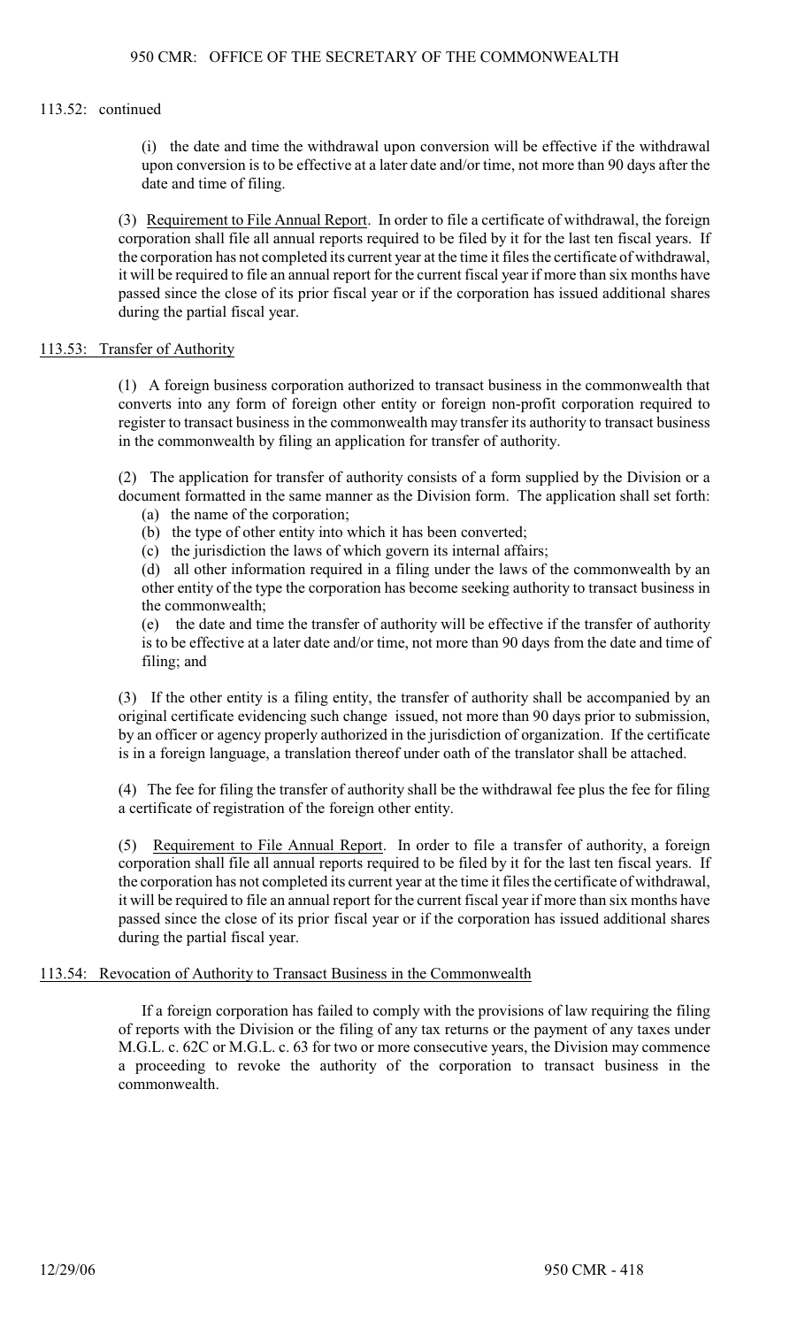113.52: continued

(i) the date and time the withdrawal upon conversion will be effective if the withdrawal upon conversion is to be effective at a later date and/or time, not more than 90 days after the date and time of filing.

(3) Requirement to File Annual Report. In order to file a certificate of withdrawal, the foreign corporation shall file all annual reports required to be filed by it for the last ten fiscal years. If the corporation has not completed its current year at the time it files the certificate of withdrawal, it will be required to file an annual report for the current fiscal year if more than six months have passed since the close of its prior fiscal year or if the corporation has issued additional shares during the partial fiscal year.

## 113.53: Transfer of Authority

(1) A foreign business corporation authorized to transact business in the commonwealth that converts into any form of foreign other entity or foreign non-profit corporation required to register to transact business in the commonwealth may transfer its authority to transact business in the commonwealth by filing an application for transfer of authority.

(2) The application for transfer of authority consists of a form supplied by the Division or a document formatted in the same manner as the Division form. The application shall set forth:

(a) the name of the corporation;

(b) the type of other entity into which it has been converted;

(c) the jurisdiction the laws of which govern its internal affairs;

(d) all other information required in a filing under the laws of the commonwealth by an other entity of the type the corporation has become seeking authority to transact business in the commonwealth;

(e) the date and time the transfer of authority will be effective if the transfer of authority is to be effective at a later date and/or time, not more than 90 days from the date and time of filing; and

(3) If the other entity is a filing entity, the transfer of authority shall be accompanied by an original certificate evidencing such change issued, not more than 90 days prior to submission, by an officer or agency properly authorized in the jurisdiction of organization. If the certificate is in a foreign language, a translation thereof under oath of the translator shall be attached.

(4) The fee for filing the transfer of authority shall be the withdrawal fee plus the fee for filing a certificate of registration of the foreign other entity.

(5) Requirement to File Annual Report. In order to file a transfer of authority, a foreign corporation shall file all annual reports required to be filed by it for the last ten fiscal years. If the corporation has not completed its current year at the time it files the certificate of withdrawal, it will be required to file an annual report for the current fiscal year if more than six months have passed since the close of its prior fiscal year or if the corporation has issued additional shares during the partial fiscal year.

## 113.54: Revocation of Authority to Transact Business in the Commonwealth

If a foreign corporation has failed to comply with the provisions of law requiring the filing of reports with the Division or the filing of any tax returns or the payment of any taxes under M.G.L. c. 62C or M.G.L. c. 63 for two or more consecutive years, the Division may commence a proceeding to revoke the authority of the corporation to transact business in the commonwealth.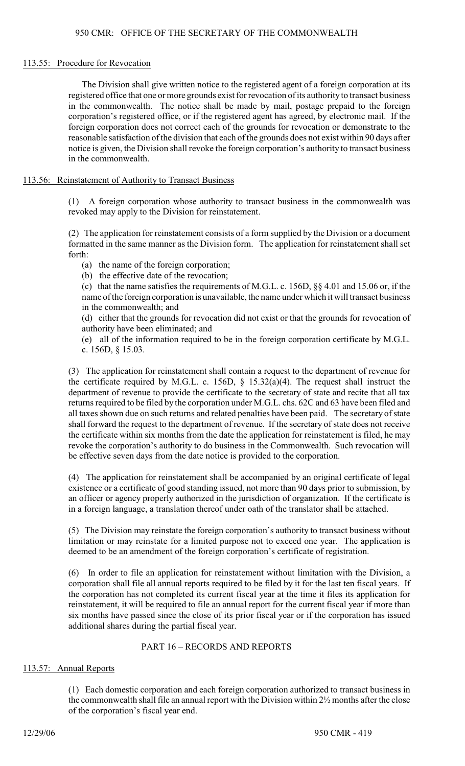## 113.55: Procedure for Revocation

The Division shall give written notice to the registered agent of a foreign corporation at its registered office that one or more grounds exist for revocation of its authority to transact business in the commonwealth. The notice shall be made by mail, postage prepaid to the foreign corporation's registered office, or if the registered agent has agreed, by electronic mail. If the foreign corporation does not correct each of the grounds for revocation or demonstrate to the reasonable satisfaction of the division that each of the grounds does not exist within 90 days after notice is given, the Division shall revoke the foreign corporation's authority to transact business in the commonwealth.

## 113.56: Reinstatement of Authority to Transact Business

(1) A foreign corporation whose authority to transact business in the commonwealth was revoked may apply to the Division for reinstatement.

(2) The application for reinstatement consists of a form supplied by the Division or a document formatted in the same manner as the Division form. The application for reinstatement shall set forth:

(a) the name of the foreign corporation;

(b) the effective date of the revocation;

(c) that the name satisfies the requirements of M.G.L. c. 156D, §§ 4.01 and 15.06 or, if the name of the foreign corporation is unavailable, the name under which it will transact business in the commonwealth; and

(d) either that the grounds for revocation did not exist or that the grounds for revocation of authority have been eliminated; and

(e) all of the information required to be in the foreign corporation certificate by M.G.L. c. 156D, § 15.03.

(3) The application for reinstatement shall contain a request to the department of revenue for the certificate required by M.G.L. c. 156D, § 15.32(a)(4). The request shall instruct the department of revenue to provide the certificate to the secretary of state and recite that all tax returns required to be filed by the corporation under M.G.L. chs. 62C and 63 have been filed and all taxes shown due on such returns and related penalties have been paid. The secretary of state shall forward the request to the department of revenue. If the secretary of state does not receive the certificate within six months from the date the application for reinstatement is filed, he may revoke the corporation's authority to do business in the Commonwealth. Such revocation will be effective seven days from the date notice is provided to the corporation.

(4) The application for reinstatement shall be accompanied by an original certificate of legal existence or a certificate of good standing issued, not more than 90 days prior to submission, by an officer or agency properly authorized in the jurisdiction of organization. If the certificate is in a foreign language, a translation thereof under oath of the translator shall be attached.

(5) The Division may reinstate the foreign corporation's authority to transact business without limitation or may reinstate for a limited purpose not to exceed one year. The application is deemed to be an amendment of the foreign corporation's certificate of registration.

(6) In order to file an application for reinstatement without limitation with the Division, a corporation shall file all annual reports required to be filed by it for the last ten fiscal years. If the corporation has not completed its current fiscal year at the time it files its application for reinstatement, it will be required to file an annual report for the current fiscal year if more than six months have passed since the close of its prior fiscal year or if the corporation has issued additional shares during the partial fiscal year.

# PART 16 – RECORDS AND REPORTS

## 113.57: Annual Reports

(1) Each domestic corporation and each foreign corporation authorized to transact business in the commonwealth shall file an annual report with the Division within 2½ months after the close of the corporation's fiscal year end.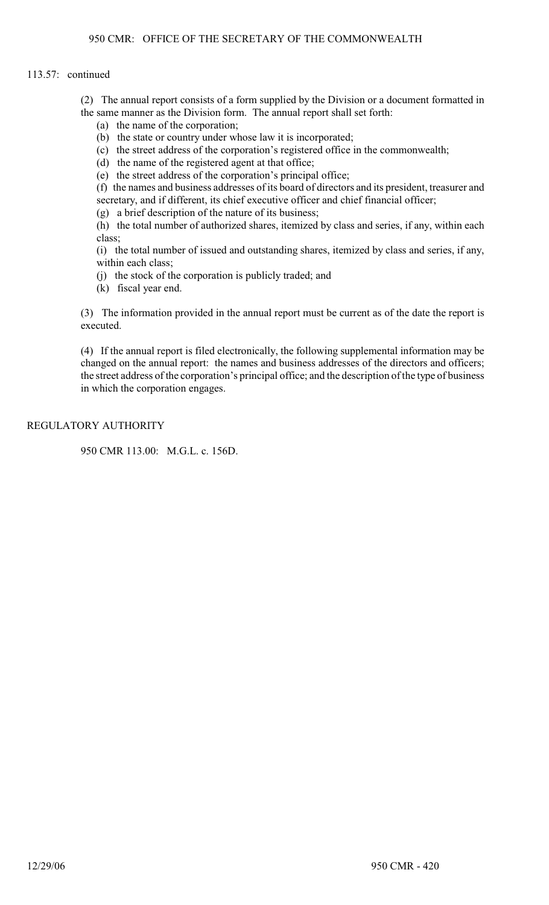113.57: continued

(2) The annual report consists of a form supplied by the Division or a document formatted in the same manner as the Division form. The annual report shall set forth:

(a) the name of the corporation;
(b) the state or country under whose law it is incorporated;
(c) the street address of the corporation's registered office in the commonwealth;
(d) the name of the registered agent at that office;
(e) the street address of the corporation's principal office;
(f) the names and business addresses of its board of directors and its president, treasurer and secretary, and if different, its chief executive officer and chief financial officer;
(g) a brief description of the nature of its business;
(h) the total number of authorized shares, itemized by class and series, if any, within each class;
(i) the total number of issued and outstanding shares, itemized by class and series, if any, within each class;
(j) the stock of the corporation is publicly traded; and
(k) fiscal year end.

(3) The information provided in the annual report must be current as of the date the report is executed.

(4) If the annual report is filed electronically, the following supplemental information may be changed on the annual report: the names and business addresses of the directors and officers; the street address of the corporation's principal office; and the description of the type of business in which the corporation engages.

REGULATORY AUTHORITY

950 CMR 113.00: M.G.L. c. 156D.